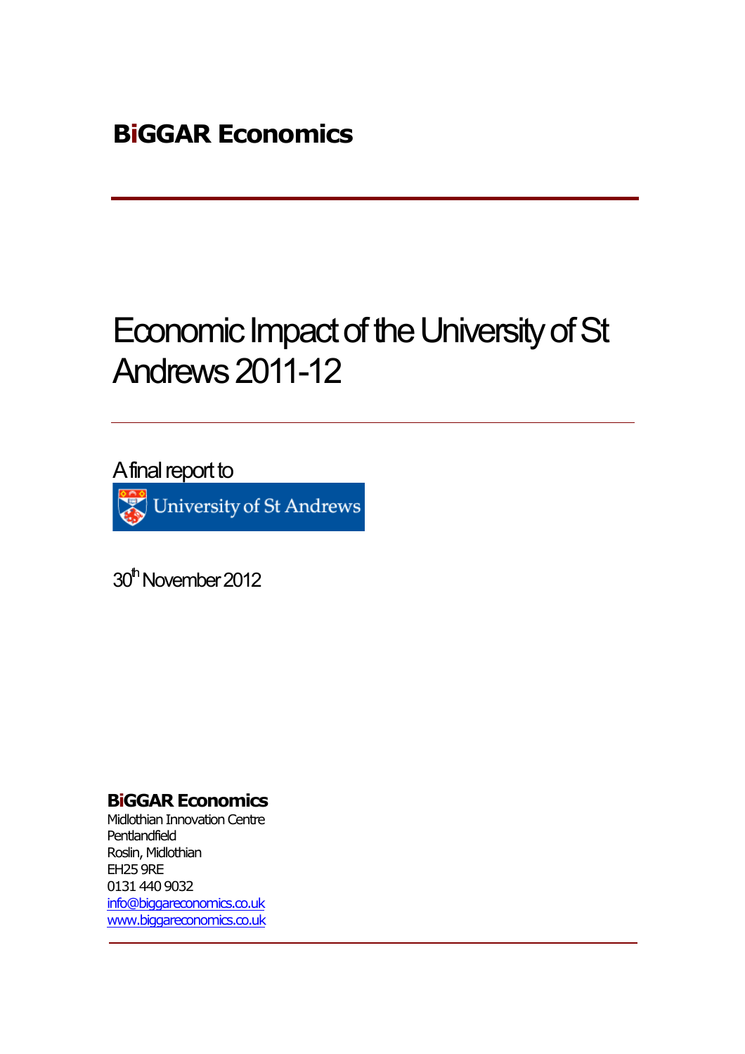**BiGGAR Economics**

# Economic Impact of the University of St Andrews 2011-12

A final report to

University of St Andrews

30th November 2012

**BiGGAR Economics**
Midlothian Innovation Centre
Pentlandfield
Roslin, Midlothian
EH25 9RE
0131 440 9032
info@biggareconomics.co.uk
www.biggareconomics.co.uk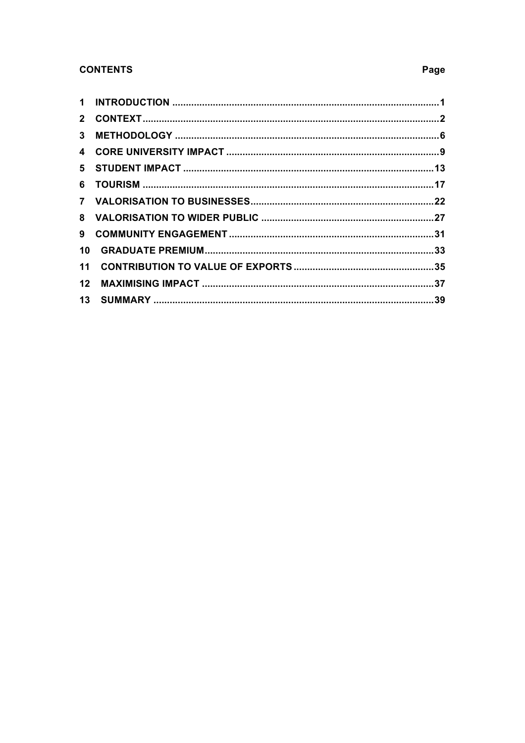## CONTENTS

| | | Page |
|---|---|---|
| 1 | INTRODUCTION | 1 |
| 2 | CONTEXT | 2 |
| 3 | METHODOLOGY | 6 |
| 4 | CORE UNIVERSITY IMPACT | 9 |
| 5 | STUDENT IMPACT | 13 |
| 6 | TOURISM | 17 |
| 7 | VALORISATION TO BUSINESSES | 22 |
| 8 | VALORISATION TO WIDER PUBLIC | 27 |
| 9 | COMMUNITY ENGAGEMENT | 31 |
| 10 | GRADUATE PREMIUM | 33 |
| 11 | CONTRIBUTION TO VALUE OF EXPORTS | 35 |
| 12 | MAXIMISING IMPACT | 37 |
| 13 | SUMMARY | 39 |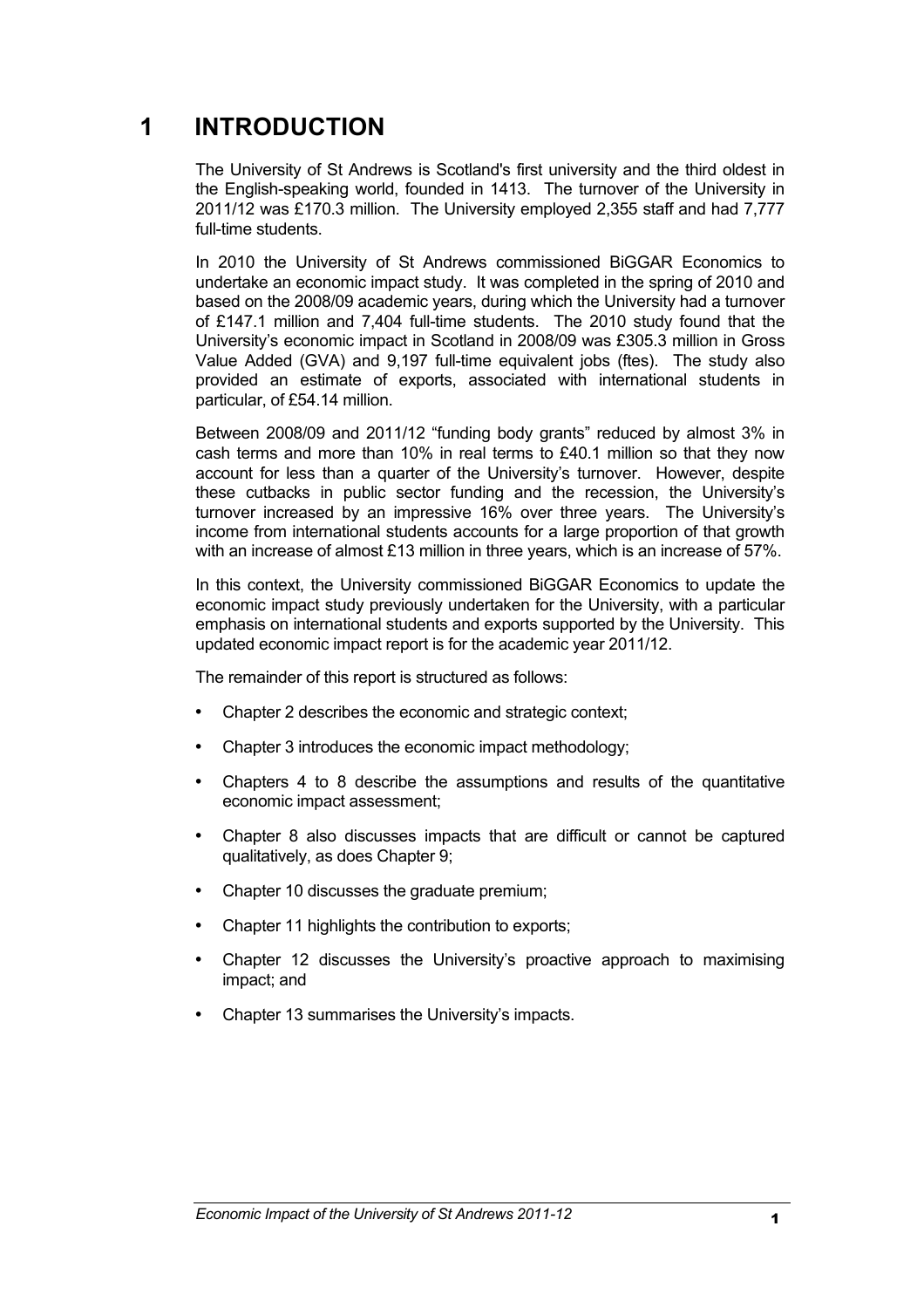# 1 INTRODUCTION

The University of St Andrews is Scotland's first university and the third oldest in the English-speaking world, founded in 1413. The turnover of the University in 2011/12 was £170.3 million. The University employed 2,355 staff and had 7,777 full-time students.

In 2010 the University of St Andrews commissioned BiGGAR Economics to undertake an economic impact study. It was completed in the spring of 2010 and based on the 2008/09 academic years, during which the University had a turnover of £147.1 million and 7,404 full-time students. The 2010 study found that the University's economic impact in Scotland in 2008/09 was £305.3 million in Gross Value Added (GVA) and 9,197 full-time equivalent jobs (ftes). The study also provided an estimate of exports, associated with international students in particular, of £54.14 million.

Between 2008/09 and 2011/12 "funding body grants" reduced by almost 3% in cash terms and more than 10% in real terms to £40.1 million so that they now account for less than a quarter of the University's turnover. However, despite these cutbacks in public sector funding and the recession, the University's turnover increased by an impressive 16% over three years. The University's income from international students accounts for a large proportion of that growth with an increase of almost £13 million in three years, which is an increase of 57%.

In this context, the University commissioned BiGGAR Economics to update the economic impact study previously undertaken for the University, with a particular emphasis on international students and exports supported by the University. This updated economic impact report is for the academic year 2011/12.

The remainder of this report is structured as follows:

- Chapter 2 describes the economic and strategic context;
- Chapter 3 introduces the economic impact methodology;
- Chapters 4 to 8 describe the assumptions and results of the quantitative economic impact assessment;
- Chapter 8 also discusses impacts that are difficult or cannot be captured qualitatively, as does Chapter 9;
- Chapter 10 discusses the graduate premium;
- Chapter 11 highlights the contribution to exports;
- Chapter 12 discusses the University's proactive approach to maximising impact; and
- Chapter 13 summarises the University's impacts.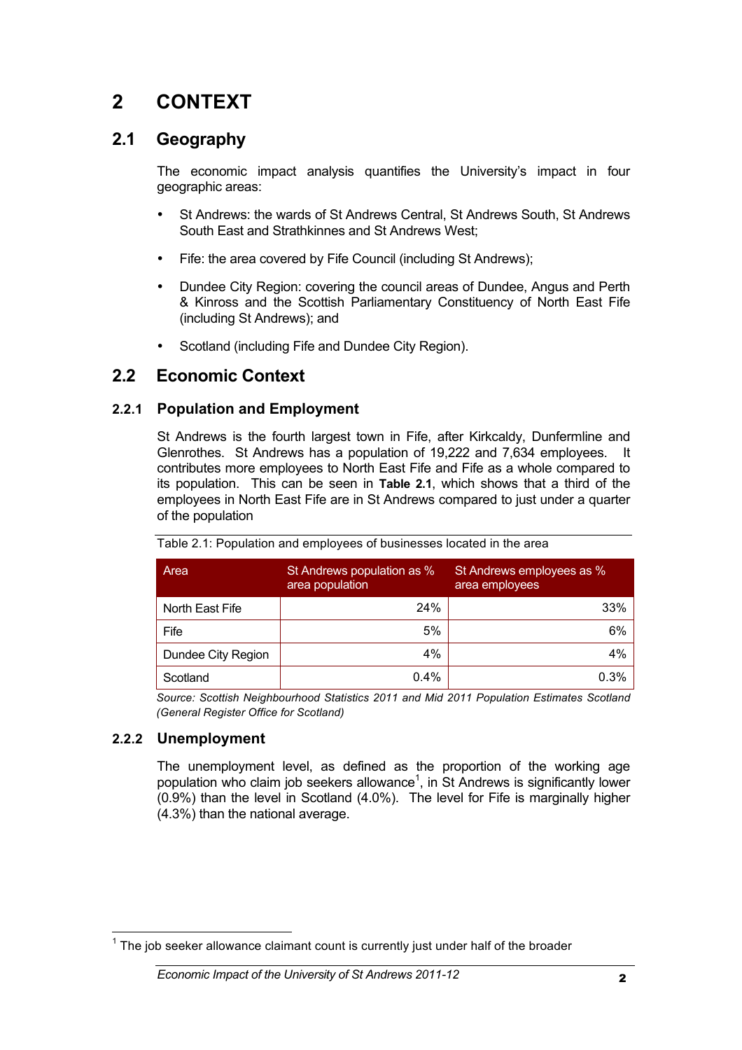# 2 CONTEXT

## 2.1 Geography

The economic impact analysis quantifies the University's impact in four geographic areas:

- St Andrews: the wards of St Andrews Central, St Andrews South, St Andrews South East and Strathkinnes and St Andrews West;
- Fife: the area covered by Fife Council (including St Andrews);
- Dundee City Region: covering the council areas of Dundee, Angus and Perth & Kinross and the Scottish Parliamentary Constituency of North East Fife (including St Andrews); and
- Scotland (including Fife and Dundee City Region).

## 2.2 Economic Context

### 2.2.1 Population and Employment

St Andrews is the fourth largest town in Fife, after Kirkcaldy, Dunfermline and Glenrothes. St Andrews has a population of 19,222 and 7,634 employees. It contributes more employees to North East Fife and Fife as a whole compared to its population. This can be seen in **Table 2.1**, which shows that a third of the employees in North East Fife are in St Andrews compared to just under a quarter of the population

Table 2.1: Population and employees of businesses located in the area

| Area | St Andrews population as % area population | St Andrews employees as % area employees |
|---|---|---|
| North East Fife | 24% | 33% |
| Fife | 5% | 6% |
| Dundee City Region | 4% | 4% |
| Scotland | 0.4% | 0.3% |

*Source: Scottish Neighbourhood Statistics 2011 and Mid 2011 Population Estimates Scotland (General Register Office for Scotland)*

### 2.2.2 Unemployment

The unemployment level, as defined as the proportion of the working age population who claim job seekers allowance[1], in St Andrews is significantly lower (0.9%) than the level in Scotland (4.0%). The level for Fife is marginally higher (4.3%) than the national average.

[1] The job seeker allowance claimant count is currently just under half of the broader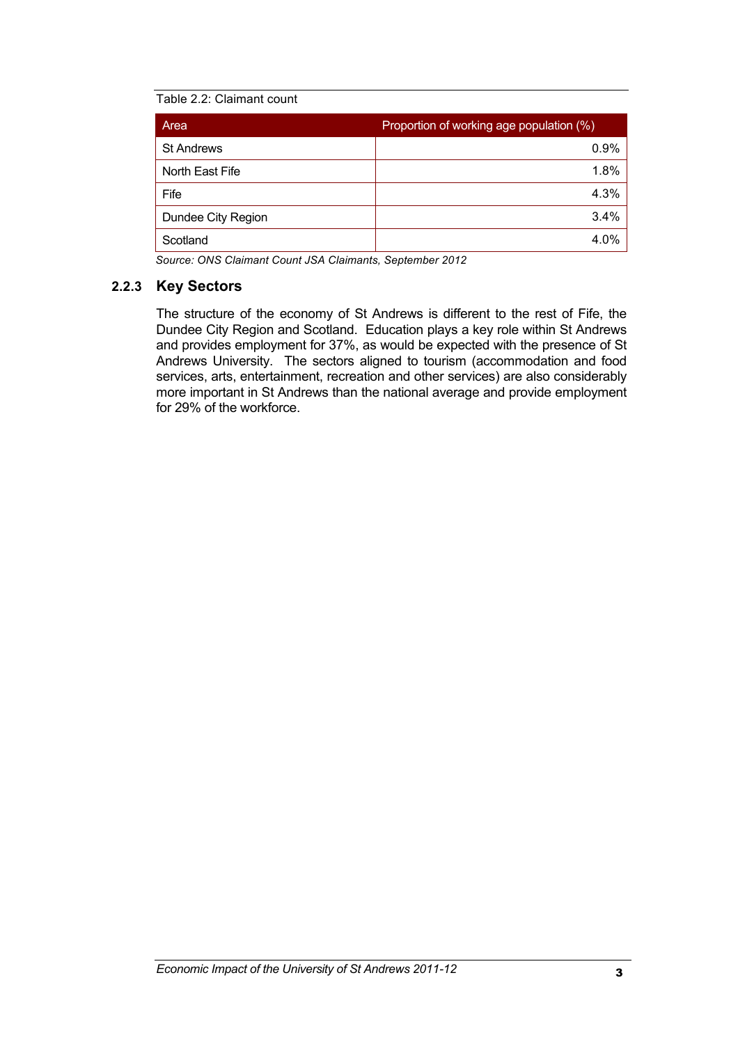Table 2.2: Claimant count

| Area | Proportion of working age population (%) |
|---|---|
| St Andrews | 0.9% |
| North East Fife | 1.8% |
| Fife | 4.3% |
| Dundee City Region | 3.4% |
| Scotland | 4.0% |

*Source: ONS Claimant Count JSA Claimants, September 2012*

### 2.2.3 Key Sectors

The structure of the economy of St Andrews is different to the rest of Fife, the Dundee City Region and Scotland. Education plays a key role within St Andrews and provides employment for 37%, as would be expected with the presence of St Andrews University. The sectors aligned to tourism (accommodation and food services, arts, entertainment, recreation and other services) are also considerably more important in St Andrews than the national average and provide employment for 29% of the workforce.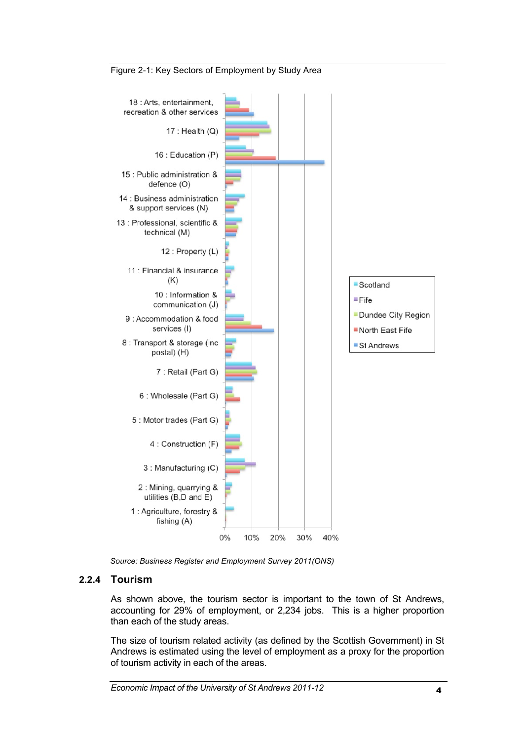Figure 2-1: Key Sectors of Employment by Study Area

Source: Business Register and Employment Survey 2011(ONS)

### 2.2.4 Tourism

As shown above, the tourism sector is important to the town of St Andrews, accounting for 29% of employment, or 2,234 jobs. This is a higher proportion than each of the study areas.

The size of tourism related activity (as defined by the Scottish Government) in St Andrews is estimated using the level of employment as a proxy for the proportion of tourism activity in each of the areas.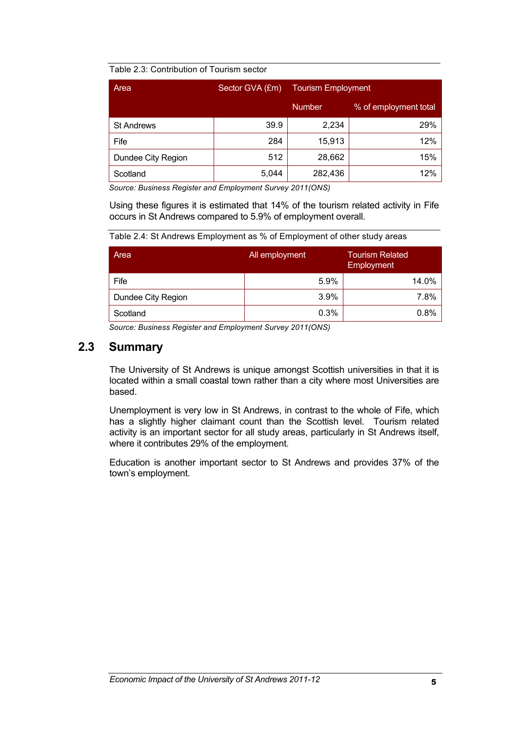Table 2.3: Contribution of Tourism sector

| Area | Sector GVA (£m) | Tourism Employment | |
|---|---|---|---|
| | | Number | % of employment total |
| St Andrews | 39.9 | 2,234 | 29% |
| Fife | 284 | 15,913 | 12% |
| Dundee City Region | 512 | 28,662 | 15% |
| Scotland | 5,044 | 282,436 | 12% |

*Source: Business Register and Employment Survey 2011(ONS)*

Using these figures it is estimated that 14% of the tourism related activity in Fife occurs in St Andrews compared to 5.9% of employment overall.

Table 2.4: St Andrews Employment as % of Employment of other study areas

| Area | All employment | Tourism Related Employment |
|---|---|---|
| Fife | 5.9% | 14.0% |
| Dundee City Region | 3.9% | 7.8% |
| Scotland | 0.3% | 0.8% |

*Source: Business Register and Employment Survey 2011(ONS)*

## 2.3 Summary

The University of St Andrews is unique amongst Scottish universities in that it is located within a small coastal town rather than a city where most Universities are based.

Unemployment is very low in St Andrews, in contrast to the whole of Fife, which has a slightly higher claimant count than the Scottish level. Tourism related activity is an important sector for all study areas, particularly in St Andrews itself, where it contributes 29% of the employment.

Education is another important sector to St Andrews and provides 37% of the town's employment.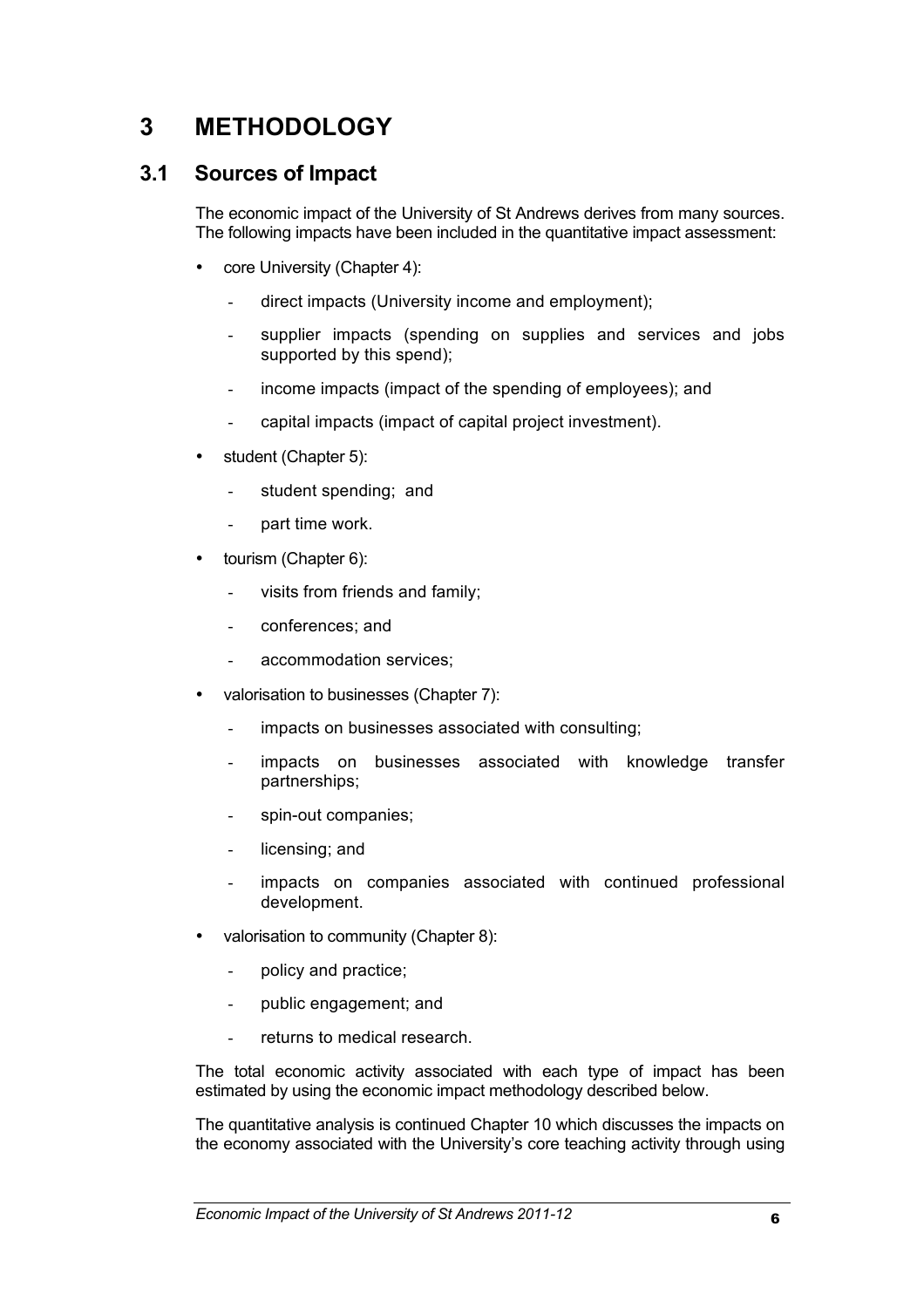# 3 METHODOLOGY

## 3.1 Sources of Impact

The economic impact of the University of St Andrews derives from many sources. The following impacts have been included in the quantitative impact assessment:

- core University (Chapter 4):
  - direct impacts (University income and employment);
  - supplier impacts (spending on supplies and services and jobs supported by this spend);
  - income impacts (impact of the spending of employees); and
  - capital impacts (impact of capital project investment).
- student (Chapter 5):
  - student spending; and
  - part time work.
- tourism (Chapter 6):
  - visits from friends and family;
  - conferences; and
  - accommodation services;
- valorisation to businesses (Chapter 7):
  - impacts on businesses associated with consulting;
  - impacts on businesses associated with knowledge transfer partnerships;
  - spin-out companies;
  - licensing; and
  - impacts on companies associated with continued professional development.
- valorisation to community (Chapter 8):
  - policy and practice;
  - public engagement; and
  - returns to medical research.

The total economic activity associated with each type of impact has been estimated by using the economic impact methodology described below.

The quantitative analysis is continued Chapter 10 which discusses the impacts on the economy associated with the University's core teaching activity through using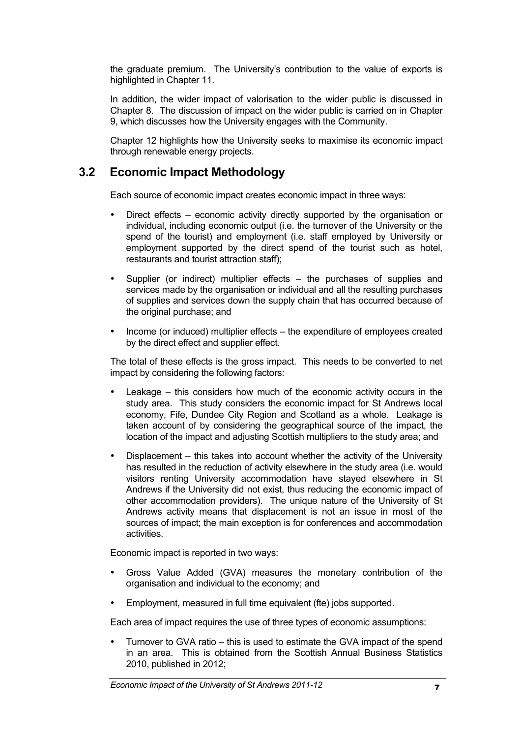the graduate premium. The University's contribution to the value of exports is highlighted in Chapter 11.

In addition, the wider impact of valorisation to the wider public is discussed in Chapter 8. The discussion of impact on the wider public is carried on in Chapter 9, which discusses how the University engages with the Community.

Chapter 12 highlights how the University seeks to maximise its economic impact through renewable energy projects.

## 3.2 Economic Impact Methodology

Each source of economic impact creates economic impact in three ways:

- Direct effects – economic activity directly supported by the organisation or individual, including economic output (i.e. the turnover of the University or the spend of the tourist) and employment (i.e. staff employed by University or employment supported by the direct spend of the tourist such as hotel, restaurants and tourist attraction staff);
- Supplier (or indirect) multiplier effects – the purchases of supplies and services made by the organisation or individual and all the resulting purchases of supplies and services down the supply chain that has occurred because of the original purchase; and
- Income (or induced) multiplier effects – the expenditure of employees created by the direct effect and supplier effect.

The total of these effects is the gross impact. This needs to be converted to net impact by considering the following factors:

- Leakage – this considers how much of the economic activity occurs in the study area. This study considers the economic impact for St Andrews local economy, Fife, Dundee City Region and Scotland as a whole. Leakage is taken account of by considering the geographical source of the impact, the location of the impact and adjusting Scottish multipliers to the study area; and
- Displacement – this takes into account whether the activity of the University has resulted in the reduction of activity elsewhere in the study area (i.e. would visitors renting University accommodation have stayed elsewhere in St Andrews if the University did not exist, thus reducing the economic impact of other accommodation providers). The unique nature of the University of St Andrews activity means that displacement is not an issue in most of the sources of impact; the main exception is for conferences and accommodation activities.

Economic impact is reported in two ways:

- Gross Value Added (GVA) measures the monetary contribution of the organisation and individual to the economy; and
- Employment, measured in full time equivalent (fte) jobs supported.

Each area of impact requires the use of three types of economic assumptions:

- Turnover to GVA ratio – this is used to estimate the GVA impact of the spend in an area. This is obtained from the Scottish Annual Business Statistics 2010, published in 2012;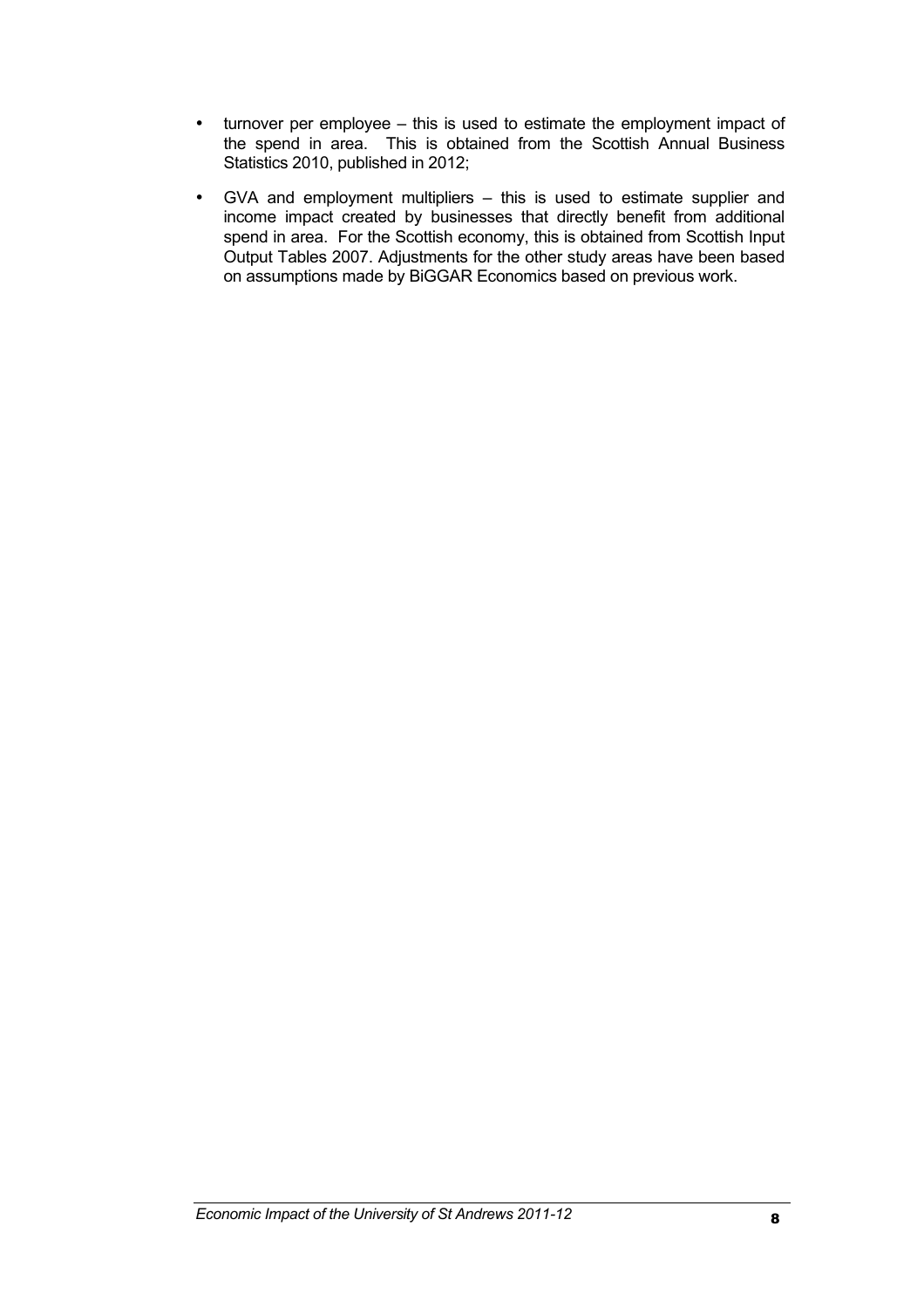- turnover per employee – this is used to estimate the employment impact of the spend in area. This is obtained from the Scottish Annual Business Statistics 2010, published in 2012;
- GVA and employment multipliers – this is used to estimate supplier and income impact created by businesses that directly benefit from additional spend in area. For the Scottish economy, this is obtained from Scottish Input Output Tables 2007. Adjustments for the other study areas have been based on assumptions made by BiGGAR Economics based on previous work.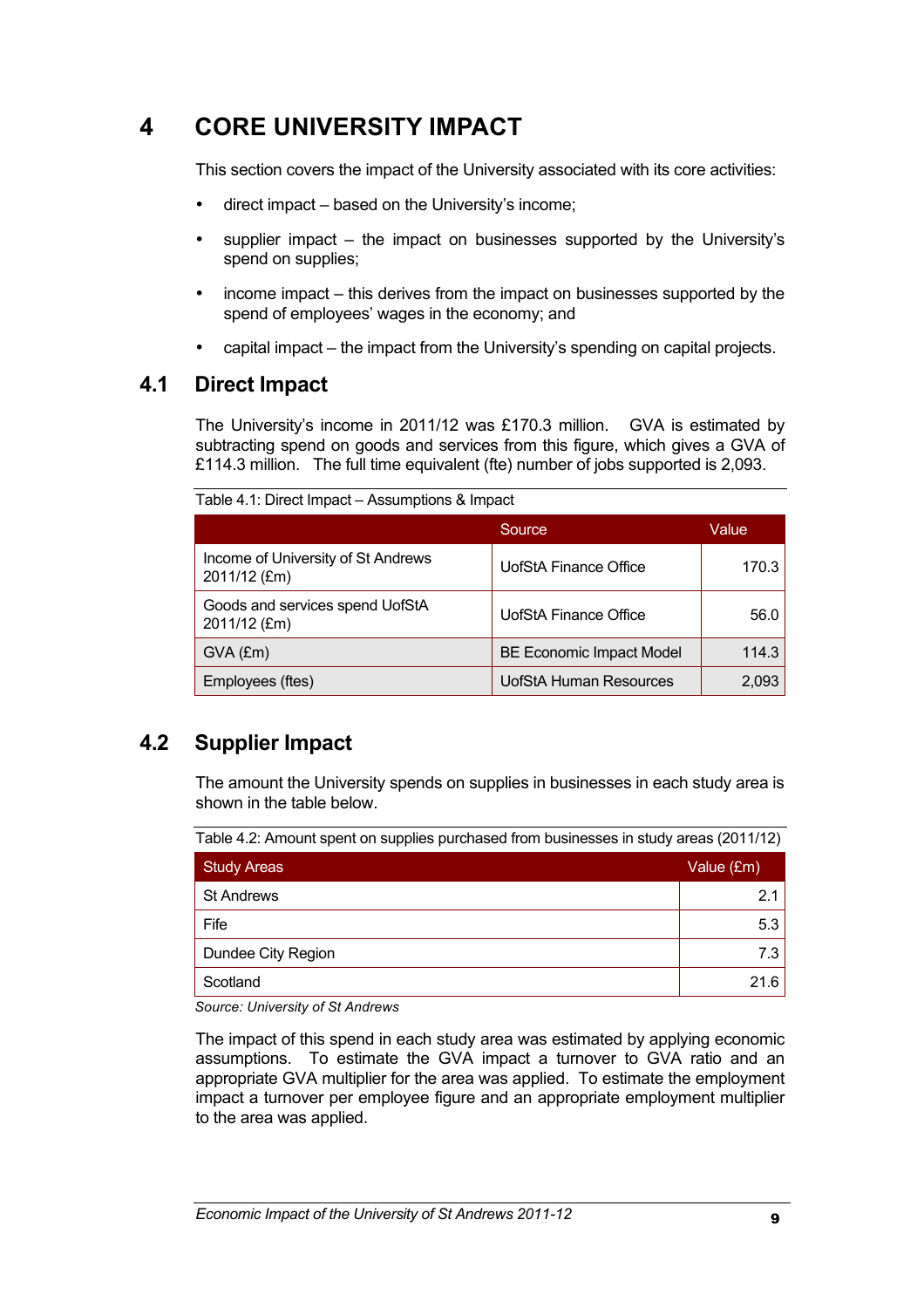# 4 CORE UNIVERSITY IMPACT

This section covers the impact of the University associated with its core activities:

- direct impact – based on the University's income;
- supplier impact – the impact on businesses supported by the University's spend on supplies;
- income impact – this derives from the impact on businesses supported by the spend of employees' wages in the economy; and
- capital impact – the impact from the University's spending on capital projects.

## 4.1 Direct Impact

The University's income in 2011/12 was £170.3 million. GVA is estimated by subtracting spend on goods and services from this figure, which gives a GVA of £114.3 million. The full time equivalent (fte) number of jobs supported is 2,093.

Table 4.1: Direct Impact – Assumptions & Impact

| | Source | Value |
|---|---|---|
| Income of University of St Andrews 2011/12 (£m) | UofStA Finance Office | 170.3 |
| Goods and services spend UofStA 2011/12 (£m) | UofStA Finance Office | 56.0 |
| GVA (£m) | BE Economic Impact Model | 114.3 |
| Employees (ftes) | UofStA Human Resources | 2,093 |

## 4.2 Supplier Impact

The amount the University spends on supplies in businesses in each study area is shown in the table below.

Table 4.2: Amount spent on supplies purchased from businesses in study areas (2011/12)

| Study Areas | Value (£m) |
|---|---|
| St Andrews | 2.1 |
| Fife | 5.3 |
| Dundee City Region | 7.3 |
| Scotland | 21.6 |

*Source: University of St Andrews*

The impact of this spend in each study area was estimated by applying economic assumptions. To estimate the GVA impact a turnover to GVA ratio and an appropriate GVA multiplier for the area was applied. To estimate the employment impact a turnover per employee figure and an appropriate employment multiplier to the area was applied.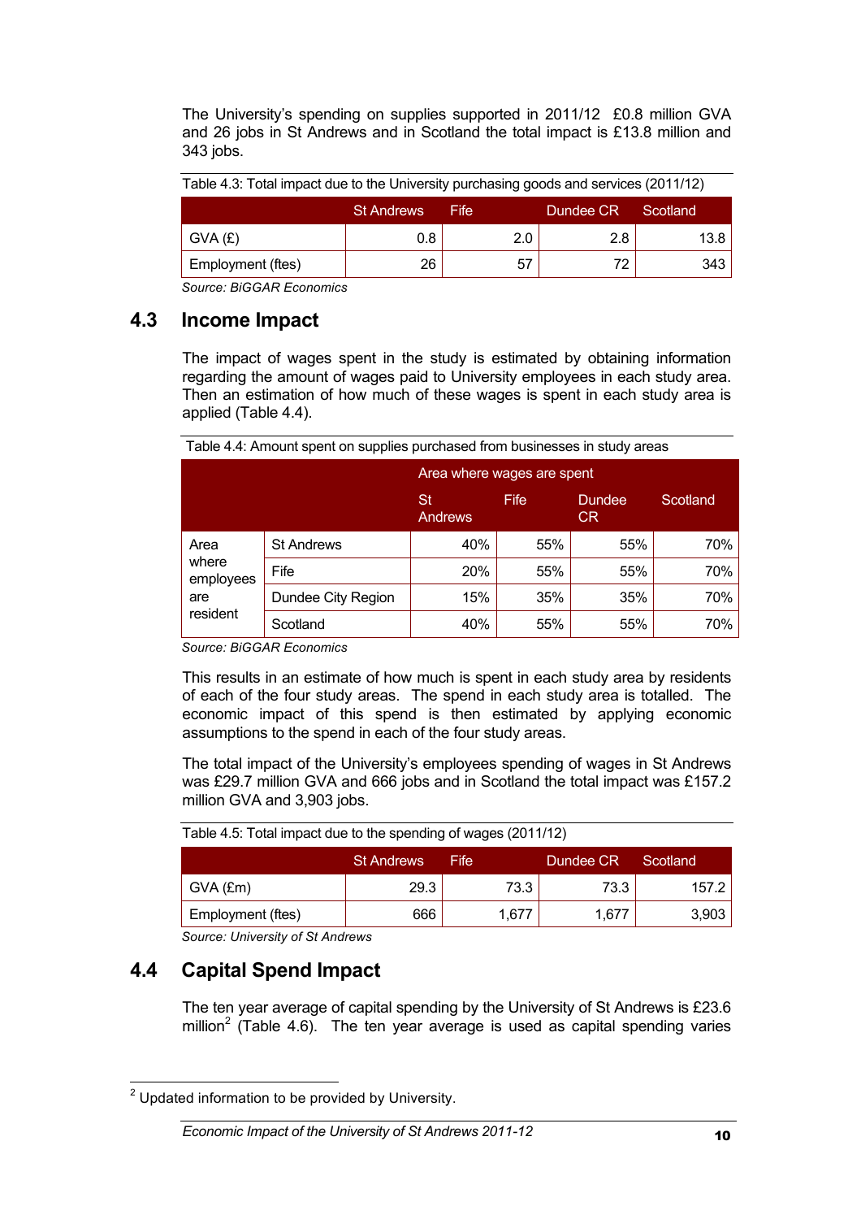The University's spending on supplies supported in 2011/12 £0.8 million GVA and 26 jobs in St Andrews and in Scotland the total impact is £13.8 million and 343 jobs.

Table 4.3: Total impact due to the University purchasing goods and services (2011/12)

| | St Andrews | Fife | Dundee CR | Scotland |
|---|---|---|---|---|
| GVA (£) | 0.8 | 2.0 | 2.8 | 13.8 |
| Employment (ftes) | 26 | 57 | 72 | 343 |

*Source: BiGGAR Economics*

## 4.3 Income Impact

The impact of wages spent in the study is estimated by obtaining information regarding the amount of wages paid to University employees in each study area. Then an estimation of how much of these wages is spent in each study area is applied (Table 4.4).

Table 4.4: Amount spent on supplies purchased from businesses in study areas

| | | Area where wages are spent | | | |
|---|---|---|---|---|---|
| | | St Andrews | Fife | Dundee CR | Scotland |
| Area where employees are resident | St Andrews | 40% | 55% | 55% | 70% |
| | Fife | 20% | 55% | 55% | 70% |
| | Dundee City Region | 15% | 35% | 35% | 70% |
| | Scotland | 40% | 55% | 55% | 70% |

*Source: BiGGAR Economics*

This results in an estimate of how much is spent in each study area by residents of each of the four study areas. The spend in each study area is totalled. The economic impact of this spend is then estimated by applying economic assumptions to the spend in each of the four study areas.

The total impact of the University's employees spending of wages in St Andrews was £29.7 million GVA and 666 jobs and in Scotland the total impact was £157.2 million GVA and 3,903 jobs.

Table 4.5: Total impact due to the spending of wages (2011/12)

| | St Andrews | Fife | Dundee CR | Scotland |
|---|---|---|---|---|
| GVA (£m) | 29.3 | 73.3 | 73.3 | 157.2 |
| Employment (ftes) | 666 | 1,677 | 1,677 | 3,903 |

*Source: University of St Andrews*

## 4.4 Capital Spend Impact

The ten year average of capital spending by the University of St Andrews is £23.6 million[2] (Table 4.6). The ten year average is used as capital spending varies

[2] Updated information to be provided by University.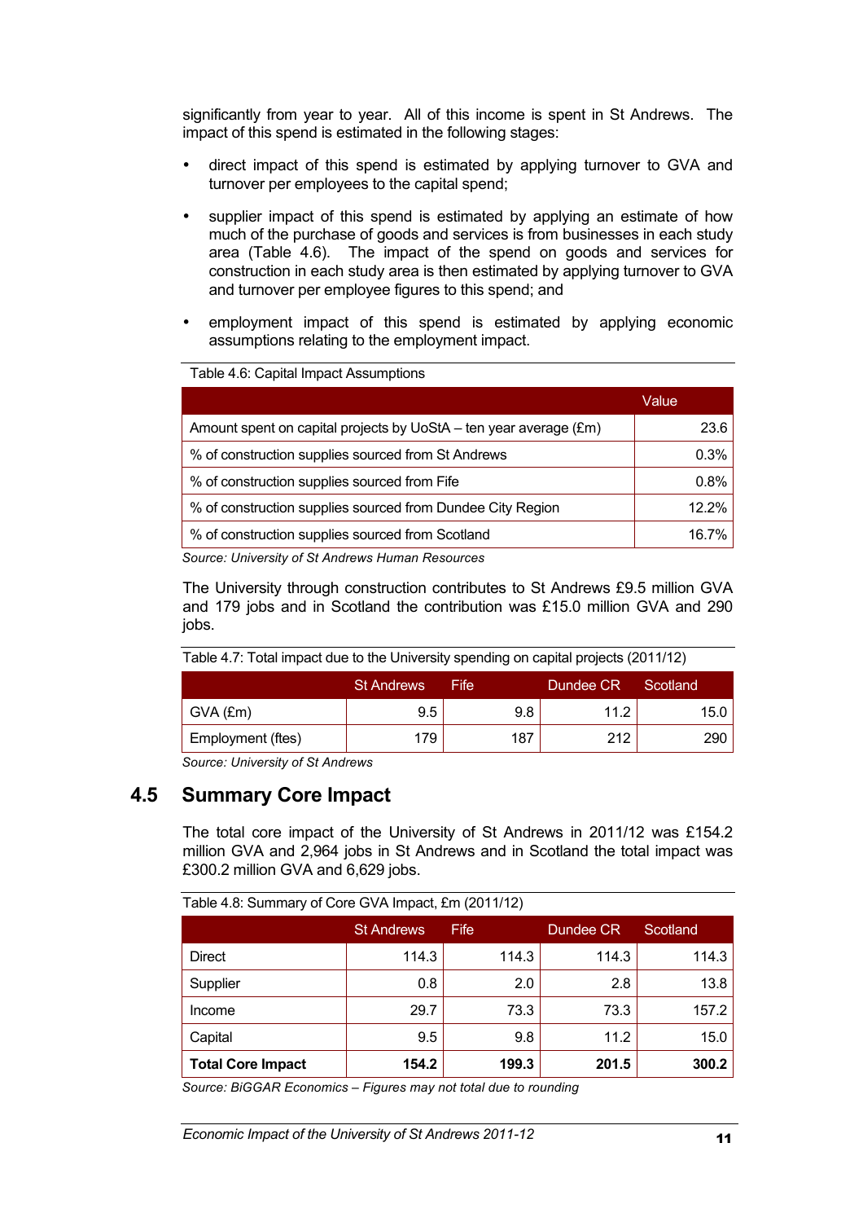significantly from year to year. All of this income is spent in St Andrews. The impact of this spend is estimated in the following stages:

- direct impact of this spend is estimated by applying turnover to GVA and turnover per employees to the capital spend;
- supplier impact of this spend is estimated by applying an estimate of how much of the purchase of goods and services is from businesses in each study area (Table 4.6). The impact of the spend on goods and services for construction in each study area is then estimated by applying turnover to GVA and turnover per employee figures to this spend; and
- employment impact of this spend is estimated by applying economic assumptions relating to the employment impact.

Table 4.6: Capital Impact Assumptions

| | Value |
|---|---|
| Amount spent on capital projects by UoStA – ten year average (£m) | 23.6 |
| % of construction supplies sourced from St Andrews | 0.3% |
| % of construction supplies sourced from Fife | 0.8% |
| % of construction supplies sourced from Dundee City Region | 12.2% |
| % of construction supplies sourced from Scotland | 16.7% |

*Source: University of St Andrews Human Resources*

The University through construction contributes to St Andrews £9.5 million GVA and 179 jobs and in Scotland the contribution was £15.0 million GVA and 290 jobs.

Table 4.7: Total impact due to the University spending on capital projects (2011/12)

| | St Andrews | Fife | Dundee CR | Scotland |
|---|---|---|---|---|
| GVA (£m) | 9.5 | 9.8 | 11.2 | 15.0 |
| Employment (ftes) | 179 | 187 | 212 | 290 |

*Source: University of St Andrews*

## 4.5 Summary Core Impact

The total core impact of the University of St Andrews in 2011/12 was £154.2 million GVA and 2,964 jobs in St Andrews and in Scotland the total impact was £300.2 million GVA and 6,629 jobs.

Table 4.8: Summary of Core GVA Impact, £m (2011/12)

| | St Andrews | Fife | Dundee CR | Scotland |
|---|---|---|---|---|
| Direct | 114.3 | 114.3 | 114.3 | 114.3 |
| Supplier | 0.8 | 2.0 | 2.8 | 13.8 |
| Income | 29.7 | 73.3 | 73.3 | 157.2 |
| Capital | 9.5 | 9.8 | 11.2 | 15.0 |
| **Total Core Impact** | **154.2** | **199.3** | **201.5** | **300.2** |

*Source: BiGGAR Economics – Figures may not total due to rounding*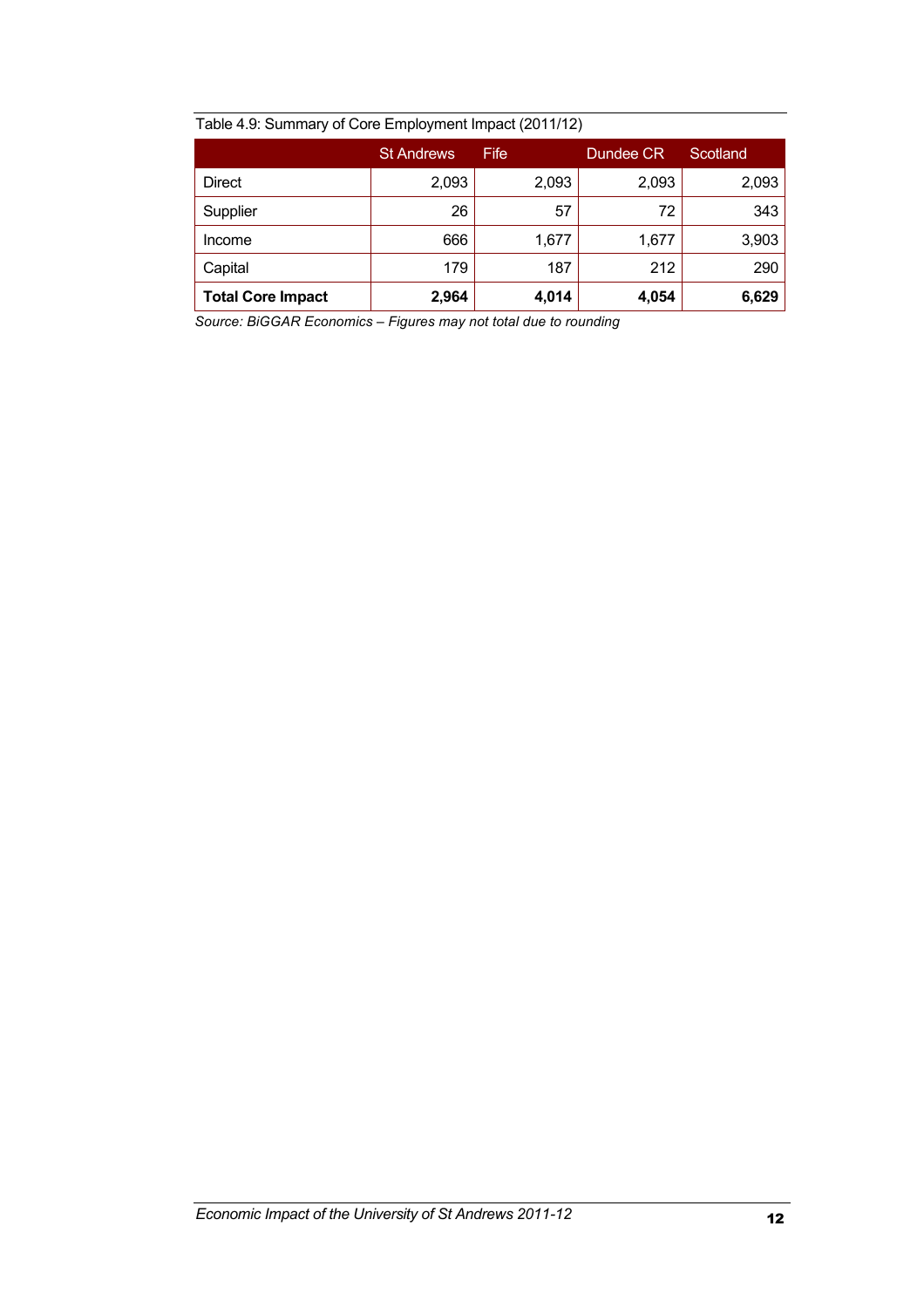Table 4.9: Summary of Core Employment Impact (2011/12)

| | St Andrews | Fife | Dundee CR | Scotland |
|---|---|---|---|---|
| Direct | 2,093 | 2,093 | 2,093 | 2,093 |
| Supplier | 26 | 57 | 72 | 343 |
| Income | 666 | 1,677 | 1,677 | 3,903 |
| Capital | 179 | 187 | 212 | 290 |
| **Total Core Impact** | **2,964** | **4,014** | **4,054** | **6,629** |

*Source: BiGGAR Economics – Figures may not total due to rounding*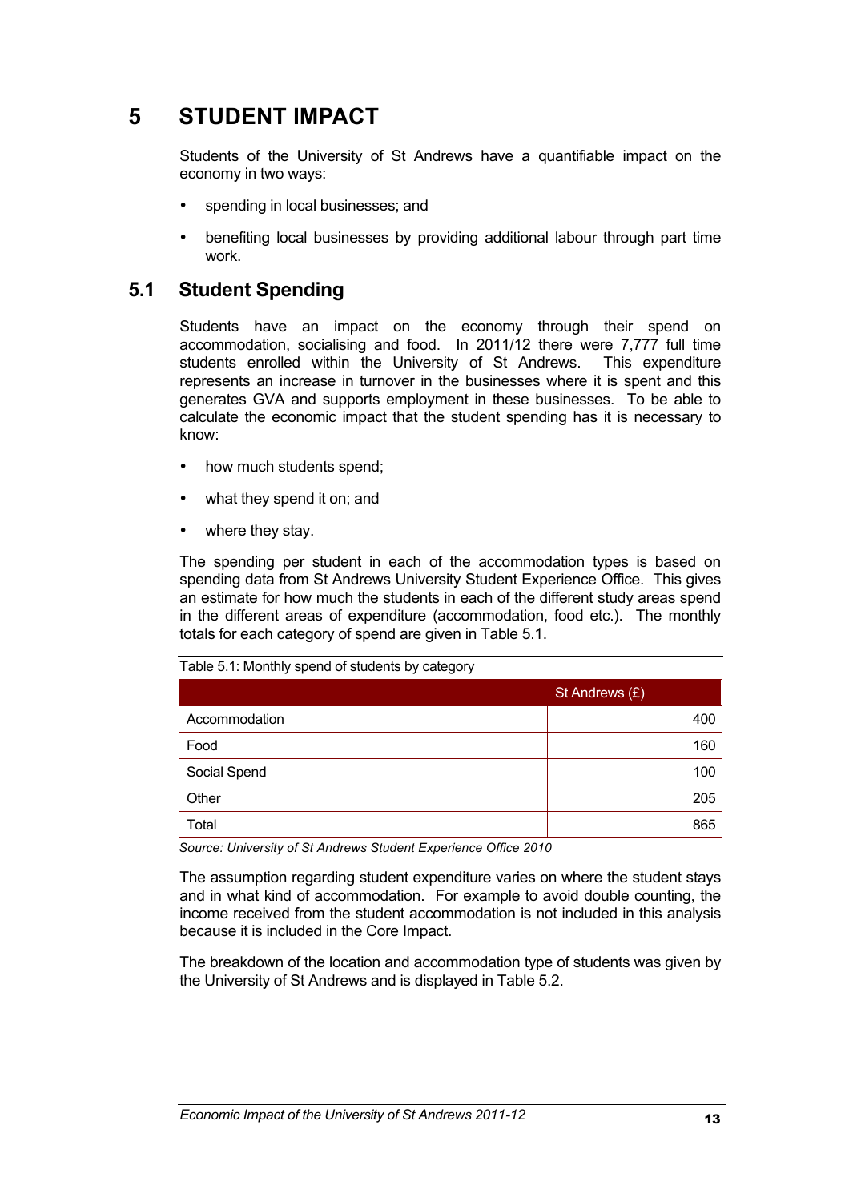# 5 STUDENT IMPACT

Students of the University of St Andrews have a quantifiable impact on the economy in two ways:

- spending in local businesses; and
- benefiting local businesses by providing additional labour through part time work.

## 5.1 Student Spending

Students have an impact on the economy through their spend on accommodation, socialising and food. In 2011/12 there were 7,777 full time students enrolled within the University of St Andrews. This expenditure represents an increase in turnover in the businesses where it is spent and this generates GVA and supports employment in these businesses. To be able to calculate the economic impact that the student spending has it is necessary to know:

- how much students spend;
- what they spend it on; and
- where they stay.

The spending per student in each of the accommodation types is based on spending data from St Andrews University Student Experience Office. This gives an estimate for how much the students in each of the different study areas spend in the different areas of expenditure (accommodation, food etc.). The monthly totals for each category of spend are given in Table 5.1.

Table 5.1: Monthly spend of students by category

| | St Andrews (£) |
|---|---:|
| Accommodation | 400 |
| Food | 160 |
| Social Spend | 100 |
| Other | 205 |
| Total | 865 |

*Source: University of St Andrews Student Experience Office 2010*

The assumption regarding student expenditure varies on where the student stays and in what kind of accommodation. For example to avoid double counting, the income received from the student accommodation is not included in this analysis because it is included in the Core Impact.

The breakdown of the location and accommodation type of students was given by the University of St Andrews and is displayed in Table 5.2.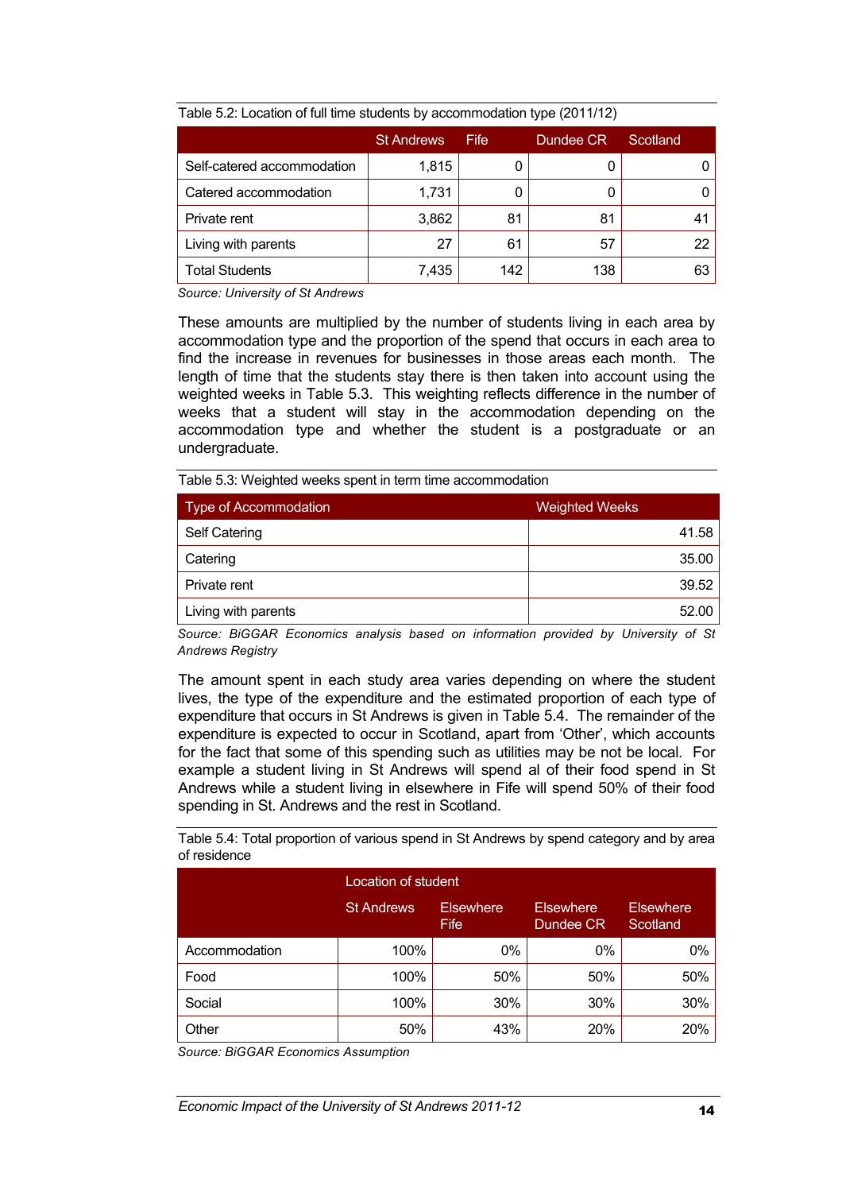Table 5.2: Location of full time students by accommodation type (2011/12)

| | St Andrews | Fife | Dundee CR | Scotland |
|---|---|---|---|---|
| Self-catered accommodation | 1,815 | 0 | 0 | 0 |
| Catered accommodation | 1,731 | 0 | 0 | 0 |
| Private rent | 3,862 | 81 | 81 | 41 |
| Living with parents | 27 | 61 | 57 | 22 |
| Total Students | 7,435 | 142 | 138 | 63 |

*Source: University of St Andrews*

These amounts are multiplied by the number of students living in each area by accommodation type and the proportion of the spend that occurs in each area to find the increase in revenues for businesses in those areas each month. The length of time that the students stay there is then taken into account using the weighted weeks in Table 5.3. This weighting reflects difference in the number of weeks that a student will stay in the accommodation depending on the accommodation type and whether the student is a postgraduate or an undergraduate.

Table 5.3: Weighted weeks spent in term time accommodation

| Type of Accommodation | Weighted Weeks |
|---|---|
| Self Catering | 41.58 |
| Catering | 35.00 |
| Private rent | 39.52 |
| Living with parents | 52.00 |

*Source: BiGGAR Economics analysis based on information provided by University of St Andrews Registry*

The amount spent in each study area varies depending on where the student lives, the type of the expenditure and the estimated proportion of each type of expenditure that occurs in St Andrews is given in Table 5.4. The remainder of the expenditure is expected to occur in Scotland, apart from 'Other', which accounts for the fact that some of this spending such as utilities may be not be local. For example a student living in St Andrews will spend al of their food spend in St Andrews while a student living in elsewhere in Fife will spend 50% of their food spending in St. Andrews and the rest in Scotland.

Table 5.4: Total proportion of various spend in St Andrews by spend category and by area of residence

| | Location of student | | | |
|---|---|---|---|---|
| | St Andrews | Elsewhere Fife | Elsewhere Dundee CR | Elsewhere Scotland |
| Accommodation | 100% | 0% | 0% | 0% |
| Food | 100% | 50% | 50% | 50% |
| Social | 100% | 30% | 30% | 30% |
| Other | 50% | 43% | 20% | 20% |

*Source: BiGGAR Economics Assumption*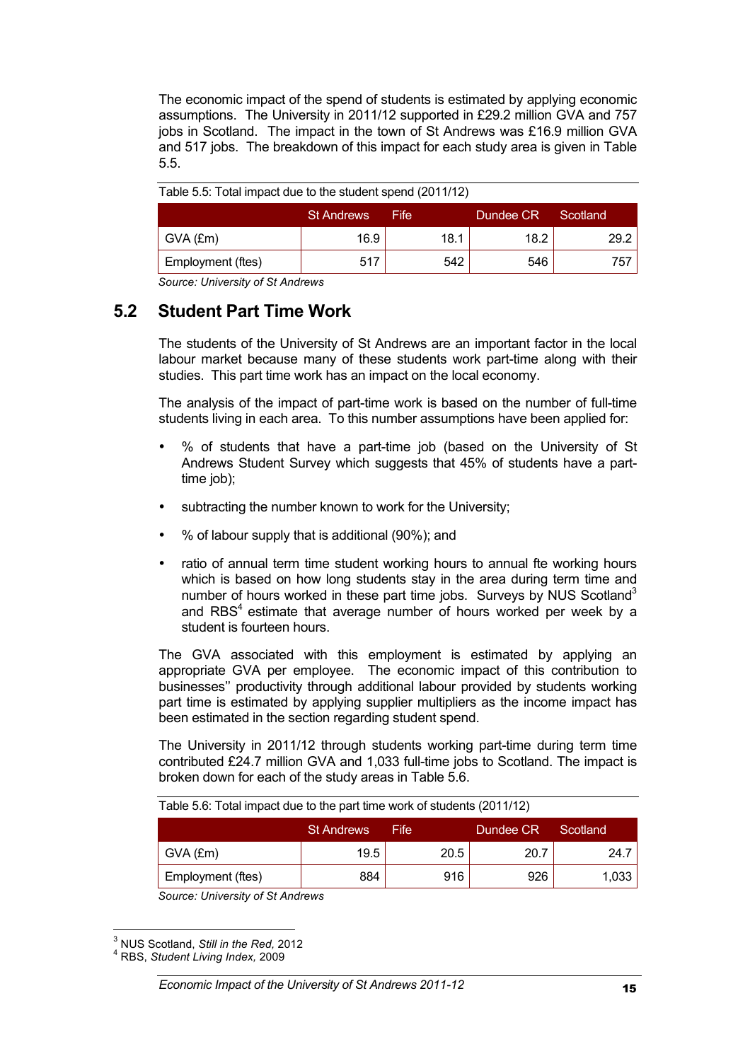The economic impact of the spend of students is estimated by applying economic assumptions. The University in 2011/12 supported in £29.2 million GVA and 757 jobs in Scotland. The impact in the town of St Andrews was £16.9 million GVA and 517 jobs. The breakdown of this impact for each study area is given in Table 5.5.

Table 5.5: Total impact due to the student spend (2011/12)

| | St Andrews | Fife | Dundee CR | Scotland |
|---|---|---|---|---|
| GVA (£m) | 16.9 | 18.1 | 18.2 | 29.2 |
| Employment (ftes) | 517 | 542 | 546 | 757 |

*Source: University of St Andrews*

## 5.2 Student Part Time Work

The students of the University of St Andrews are an important factor in the local labour market because many of these students work part-time along with their studies. This part time work has an impact on the local economy.

The analysis of the impact of part-time work is based on the number of full-time students living in each area. To this number assumptions have been applied for:

- % of students that have a part-time job (based on the University of St Andrews Student Survey which suggests that 45% of students have a part-time job);
- subtracting the number known to work for the University;
- % of labour supply that is additional (90%); and
- ratio of annual term time student working hours to annual fte working hours which is based on how long students stay in the area during term time and number of hours worked in these part time jobs. Surveys by NUS Scotland[3] and RBS[4] estimate that average number of hours worked per week by a student is fourteen hours.

The GVA associated with this employment is estimated by applying an appropriate GVA per employee. The economic impact of this contribution to businesses'' productivity through additional labour provided by students working part time is estimated by applying supplier multipliers as the income impact has been estimated in the section regarding student spend.

The University in 2011/12 through students working part-time during term time contributed £24.7 million GVA and 1,033 full-time jobs to Scotland. The impact is broken down for each of the study areas in Table 5.6.

Table 5.6: Total impact due to the part time work of students (2011/12)

| | St Andrews | Fife | Dundee CR | Scotland |
|---|---|---|---|---|
| GVA (£m) | 19.5 | 20.5 | 20.7 | 24.7 |
| Employment (ftes) | 884 | 916 | 926 | 1,033 |

*Source: University of St Andrews*

[3] NUS Scotland, *Still in the Red,* 2012

[4] RBS, *Student Living Index,* 2009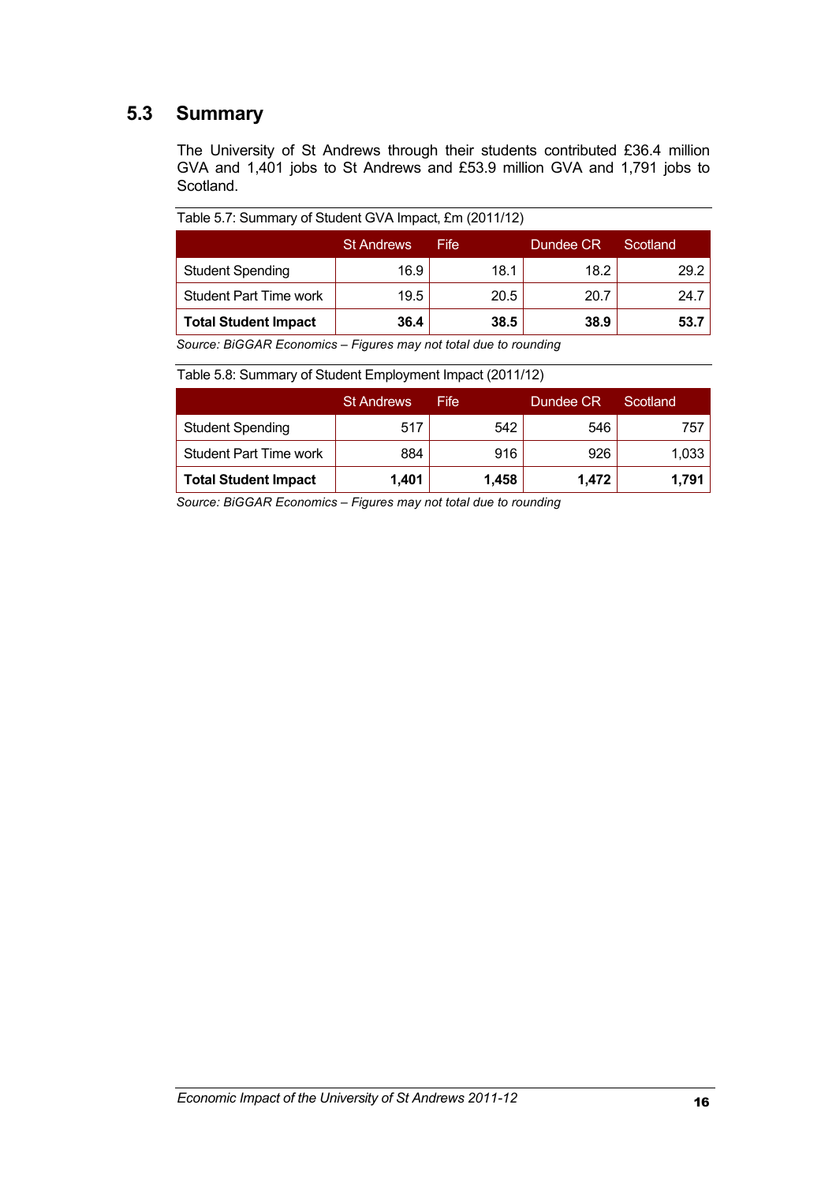## 5.3 Summary

The University of St Andrews through their students contributed £36.4 million GVA and 1,401 jobs to St Andrews and £53.9 million GVA and 1,791 jobs to Scotland.

Table 5.7: Summary of Student GVA Impact, £m (2011/12)

| | St Andrews | Fife | Dundee CR | Scotland |
|---|---|---|---|---|
| Student Spending | 16.9 | 18.1 | 18.2 | 29.2 |
| Student Part Time work | 19.5 | 20.5 | 20.7 | 24.7 |
| **Total Student Impact** | **36.4** | **38.5** | **38.9** | **53.7** |

*Source: BiGGAR Economics – Figures may not total due to rounding*

Table 5.8: Summary of Student Employment Impact (2011/12)

| | St Andrews | Fife | Dundee CR | Scotland |
|---|---|---|---|---|
| Student Spending | 517 | 542 | 546 | 757 |
| Student Part Time work | 884 | 916 | 926 | 1,033 |
| **Total Student Impact** | **1,401** | **1,458** | **1,472** | **1,791** |

*Source: BiGGAR Economics – Figures may not total due to rounding*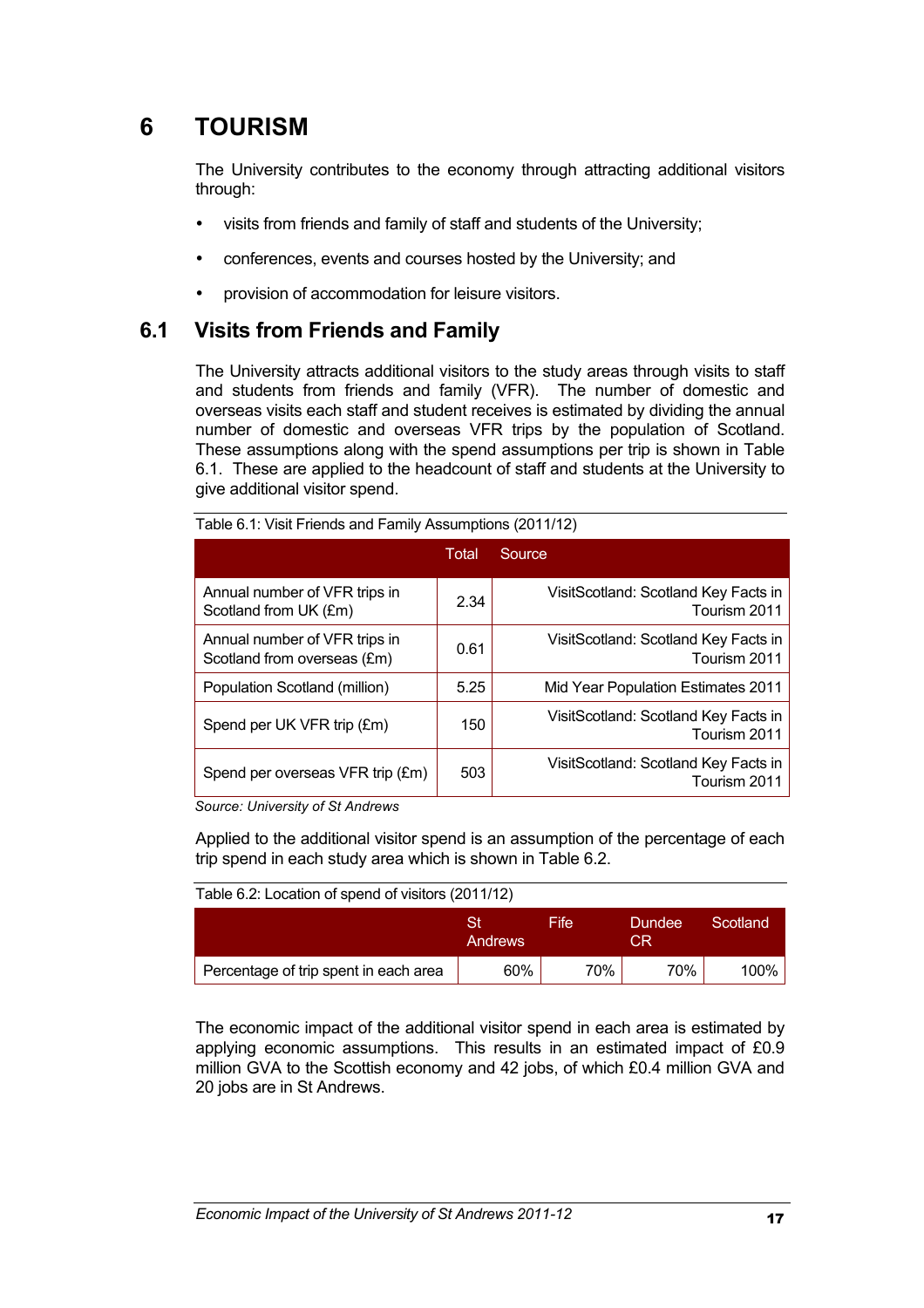# 6 TOURISM

The University contributes to the economy through attracting additional visitors through:

- visits from friends and family of staff and students of the University;
- conferences, events and courses hosted by the University; and
- provision of accommodation for leisure visitors.

## 6.1 Visits from Friends and Family

The University attracts additional visitors to the study areas through visits to staff and students from friends and family (VFR). The number of domestic and overseas visits each staff and student receives is estimated by dividing the annual number of domestic and overseas VFR trips by the population of Scotland. These assumptions along with the spend assumptions per trip is shown in Table 6.1. These are applied to the headcount of staff and students at the University to give additional visitor spend.

Table 6.1: Visit Friends and Family Assumptions (2011/12)

| | Total | Source |
|---|---|---|
| Annual number of VFR trips in Scotland from UK (£m) | 2.34 | VisitScotland: Scotland Key Facts in Tourism 2011 |
| Annual number of VFR trips in Scotland from overseas (£m) | 0.61 | VisitScotland: Scotland Key Facts in Tourism 2011 |
| Population Scotland (million) | 5.25 | Mid Year Population Estimates 2011 |
| Spend per UK VFR trip (£m) | 150 | VisitScotland: Scotland Key Facts in Tourism 2011 |
| Spend per overseas VFR trip (£m) | 503 | VisitScotland: Scotland Key Facts in Tourism 2011 |

*Source: University of St Andrews*

Applied to the additional visitor spend is an assumption of the percentage of each trip spend in each study area which is shown in Table 6.2.

Table 6.2: Location of spend of visitors (2011/12)

| | St Andrews | Fife | Dundee CR | Scotland |
|---|---|---|---|---|
| Percentage of trip spent in each area | 60% | 70% | 70% | 100% |

The economic impact of the additional visitor spend in each area is estimated by applying economic assumptions. This results in an estimated impact of £0.9 million GVA to the Scottish economy and 42 jobs, of which £0.4 million GVA and 20 jobs are in St Andrews.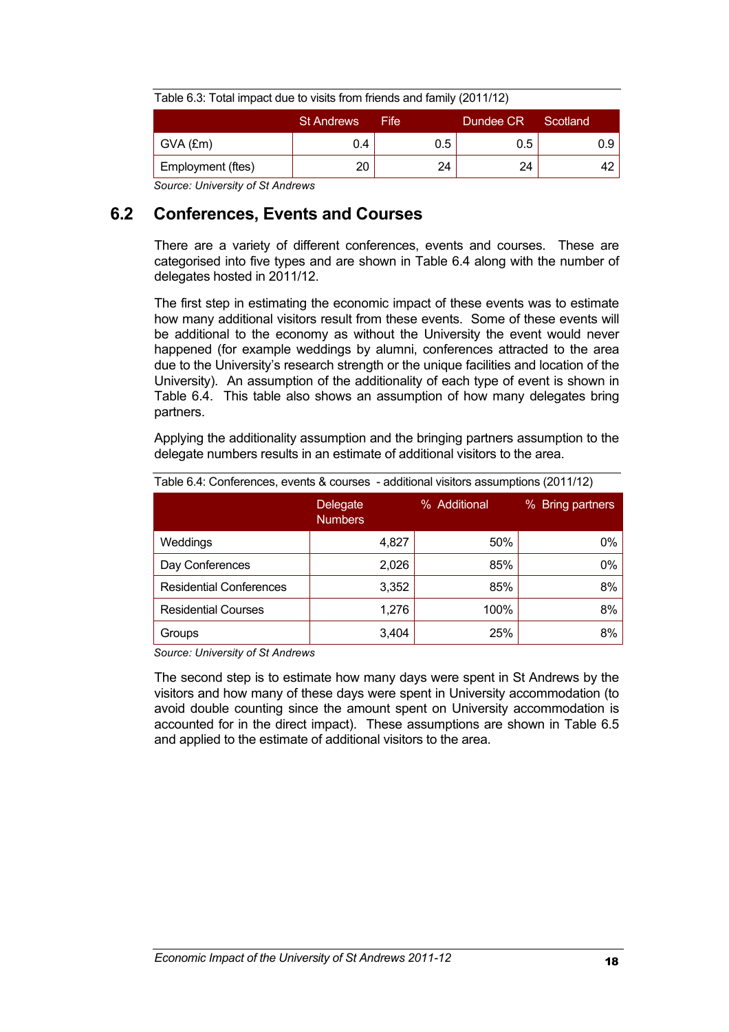Table 6.3: Total impact due to visits from friends and family (2011/12)

| | St Andrews | Fife | Dundee CR | Scotland |
|---|---|---|---|---|
| GVA (£m) | 0.4 | 0.5 | 0.5 | 0.9 |
| Employment (ftes) | 20 | 24 | 24 | 42 |

*Source: University of St Andrews*

## 6.2 Conferences, Events and Courses

There are a variety of different conferences, events and courses. These are categorised into five types and are shown in Table 6.4 along with the number of delegates hosted in 2011/12.

The first step in estimating the economic impact of these events was to estimate how many additional visitors result from these events. Some of these events will be additional to the economy as without the University the event would never happened (for example weddings by alumni, conferences attracted to the area due to the University's research strength or the unique facilities and location of the University). An assumption of the additionality of each type of event is shown in Table 6.4. This table also shows an assumption of how many delegates bring partners.

Applying the additionality assumption and the bringing partners assumption to the delegate numbers results in an estimate of additional visitors to the area.

Table 6.4: Conferences, events & courses - additional visitors assumptions (2011/12)

| | Delegate Numbers | % Additional | % Bring partners |
|---|---|---|---|
| Weddings | 4,827 | 50% | 0% |
| Day Conferences | 2,026 | 85% | 0% |
| Residential Conferences | 3,352 | 85% | 8% |
| Residential Courses | 1,276 | 100% | 8% |
| Groups | 3,404 | 25% | 8% |

*Source: University of St Andrews*

The second step is to estimate how many days were spent in St Andrews by the visitors and how many of these days were spent in University accommodation (to avoid double counting since the amount spent on University accommodation is accounted for in the direct impact). These assumptions are shown in Table 6.5 and applied to the estimate of additional visitors to the area.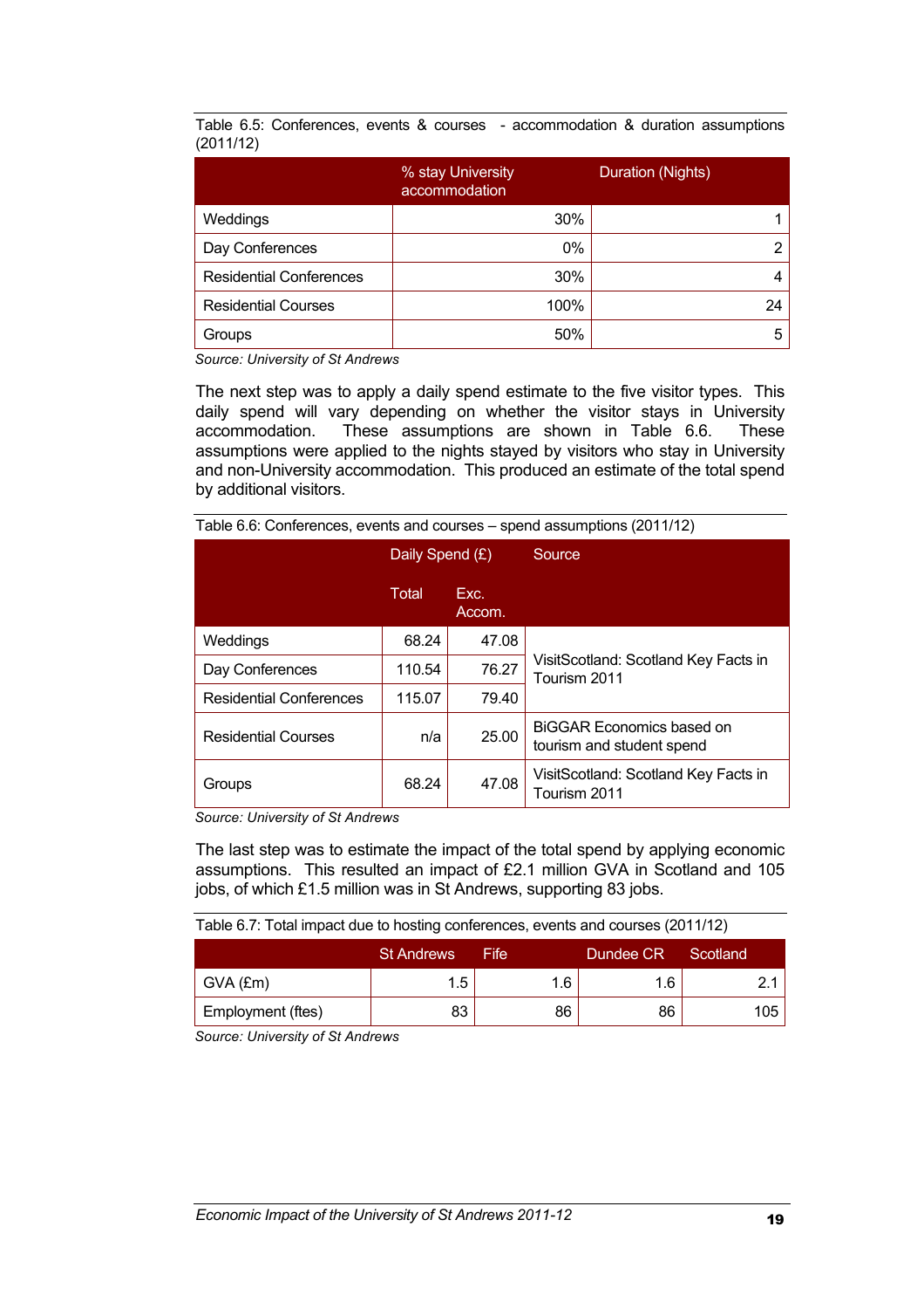Table 6.5: Conferences, events & courses - accommodation & duration assumptions (2011/12)

| | % stay University accommodation | Duration (Nights) |
|---|---|---|
| Weddings | 30% | 1 |
| Day Conferences | 0% | 2 |
| Residential Conferences | 30% | 4 |
| Residential Courses | 100% | 24 |
| Groups | 50% | 5 |

*Source: University of St Andrews*

The next step was to apply a daily spend estimate to the five visitor types. This daily spend will vary depending on whether the visitor stays in University accommodation. These assumptions are shown in Table 6.6. These assumptions were applied to the nights stayed by visitors who stay in University and non-University accommodation. This produced an estimate of the total spend by additional visitors.

Table 6.6: Conferences, events and courses – spend assumptions (2011/12)

| | Daily Spend (£) | | Source |
|---|---|---|---|
| | Total | Exc. Accom. | |
| Weddings | 68.24 | 47.08 | VisitScotland: Scotland Key Facts in Tourism 2011 |
| Day Conferences | 110.54 | 76.27 | |
| Residential Conferences | 115.07 | 79.40 | |
| Residential Courses | n/a | 25.00 | BiGGAR Economics based on tourism and student spend |
| Groups | 68.24 | 47.08 | VisitScotland: Scotland Key Facts in Tourism 2011 |

*Source: University of St Andrews*

The last step was to estimate the impact of the total spend by applying economic assumptions. This resulted an impact of £2.1 million GVA in Scotland and 105 jobs, of which £1.5 million was in St Andrews, supporting 83 jobs.

Table 6.7: Total impact due to hosting conferences, events and courses (2011/12)

| | St Andrews | Fife | Dundee CR | Scotland |
|---|---|---|---|---|
| GVA (£m) | 1.5 | 1.6 | 1.6 | 2.1 |
| Employment (ftes) | 83 | 86 | 86 | 105 |

*Source: University of St Andrews*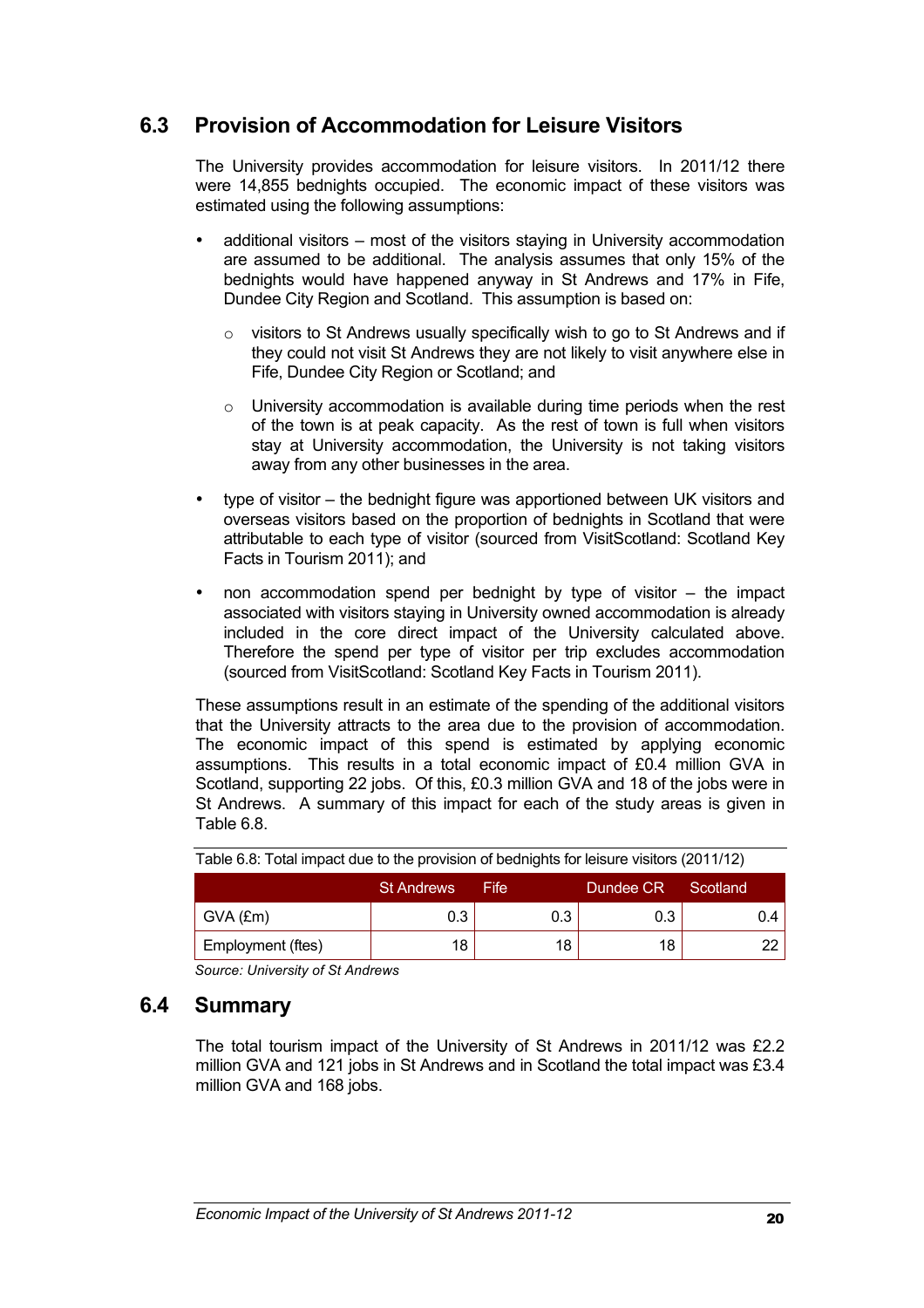## 6.3 Provision of Accommodation for Leisure Visitors

The University provides accommodation for leisure visitors. In 2011/12 there were 14,855 bednights occupied. The economic impact of these visitors was estimated using the following assumptions:

- additional visitors – most of the visitors staying in University accommodation are assumed to be additional. The analysis assumes that only 15% of the bednights would have happened anyway in St Andrews and 17% in Fife, Dundee City Region and Scotland. This assumption is based on:
  - visitors to St Andrews usually specifically wish to go to St Andrews and if they could not visit St Andrews they are not likely to visit anywhere else in Fife, Dundee City Region or Scotland; and
  - University accommodation is available during time periods when the rest of the town is at peak capacity. As the rest of town is full when visitors stay at University accommodation, the University is not taking visitors away from any other businesses in the area.
- type of visitor – the bednight figure was apportioned between UK visitors and overseas visitors based on the proportion of bednights in Scotland that were attributable to each type of visitor (sourced from VisitScotland: Scotland Key Facts in Tourism 2011); and
- non accommodation spend per bednight by type of visitor – the impact associated with visitors staying in University owned accommodation is already included in the core direct impact of the University calculated above. Therefore the spend per type of visitor per trip excludes accommodation (sourced from VisitScotland: Scotland Key Facts in Tourism 2011).

These assumptions result in an estimate of the spending of the additional visitors that the University attracts to the area due to the provision of accommodation. The economic impact of this spend is estimated by applying economic assumptions. This results in a total economic impact of £0.4 million GVA in Scotland, supporting 22 jobs. Of this, £0.3 million GVA and 18 of the jobs were in St Andrews. A summary of this impact for each of the study areas is given in Table 6.8.

Table 6.8: Total impact due to the provision of bednights for leisure visitors (2011/12)

| | St Andrews | Fife | Dundee CR | Scotland |
|---|---|---|---|---|
| GVA (£m) | 0.3 | 0.3 | 0.3 | 0.4 |
| Employment (ftes) | 18 | 18 | 18 | 22 |

*Source: University of St Andrews*

## 6.4 Summary

The total tourism impact of the University of St Andrews in 2011/12 was £2.2 million GVA and 121 jobs in St Andrews and in Scotland the total impact was £3.4 million GVA and 168 jobs.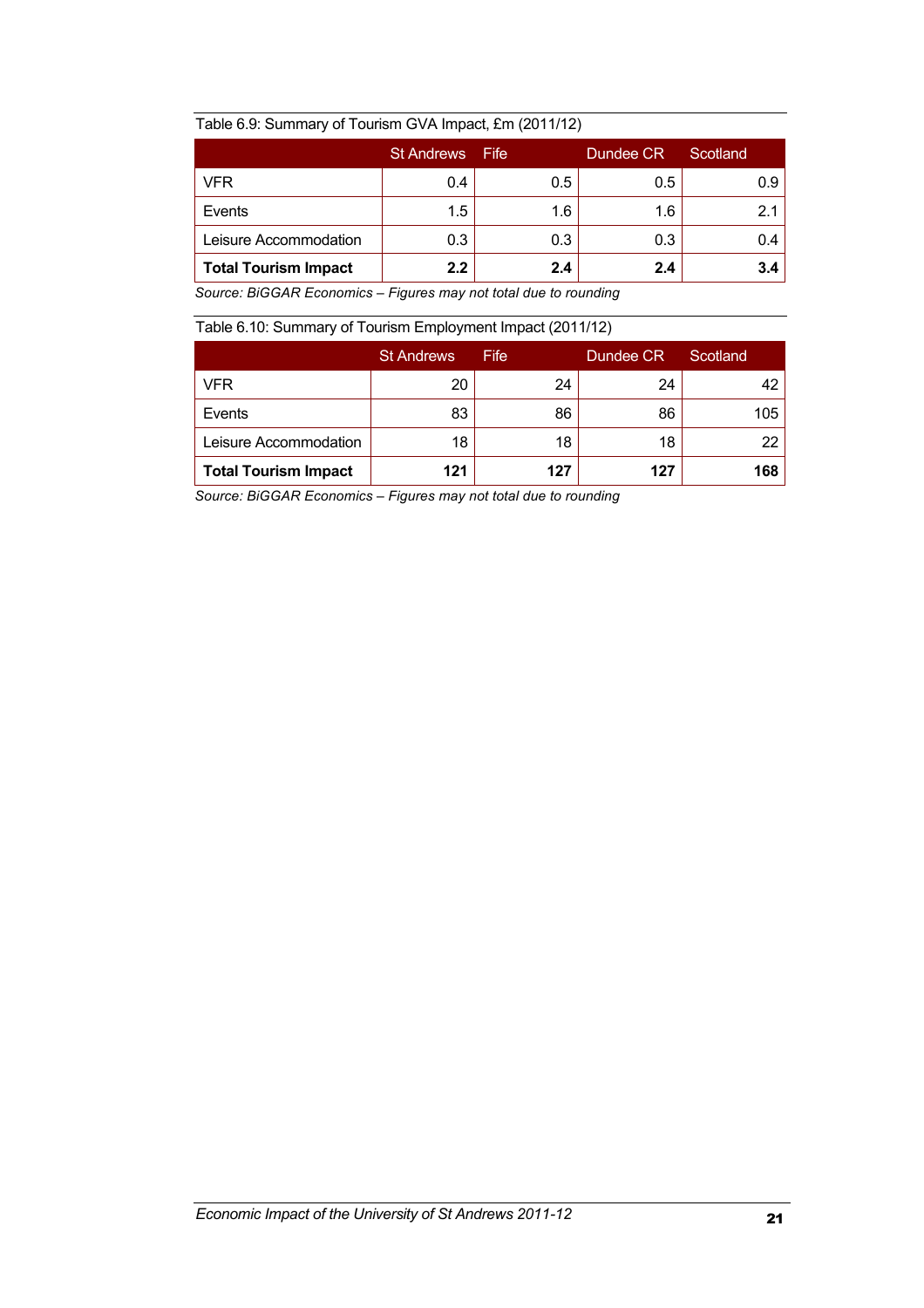Table 6.9: Summary of Tourism GVA Impact, £m (2011/12)

| | St Andrews | Fife | Dundee CR | Scotland |
|---|---|---|---|---|
| VFR | 0.4 | 0.5 | 0.5 | 0.9 |
| Events | 1.5 | 1.6 | 1.6 | 2.1 |
| Leisure Accommodation | 0.3 | 0.3 | 0.3 | 0.4 |
| **Total Tourism Impact** | **2.2** | **2.4** | **2.4** | **3.4** |

*Source: BiGGAR Economics – Figures may not total due to rounding*

Table 6.10: Summary of Tourism Employment Impact (2011/12)

| | St Andrews | Fife | Dundee CR | Scotland |
|---|---|---|---|---|
| VFR | 20 | 24 | 24 | 42 |
| Events | 83 | 86 | 86 | 105 |
| Leisure Accommodation | 18 | 18 | 18 | 22 |
| **Total Tourism Impact** | **121** | **127** | **127** | **168** |

*Source: BiGGAR Economics – Figures may not total due to rounding*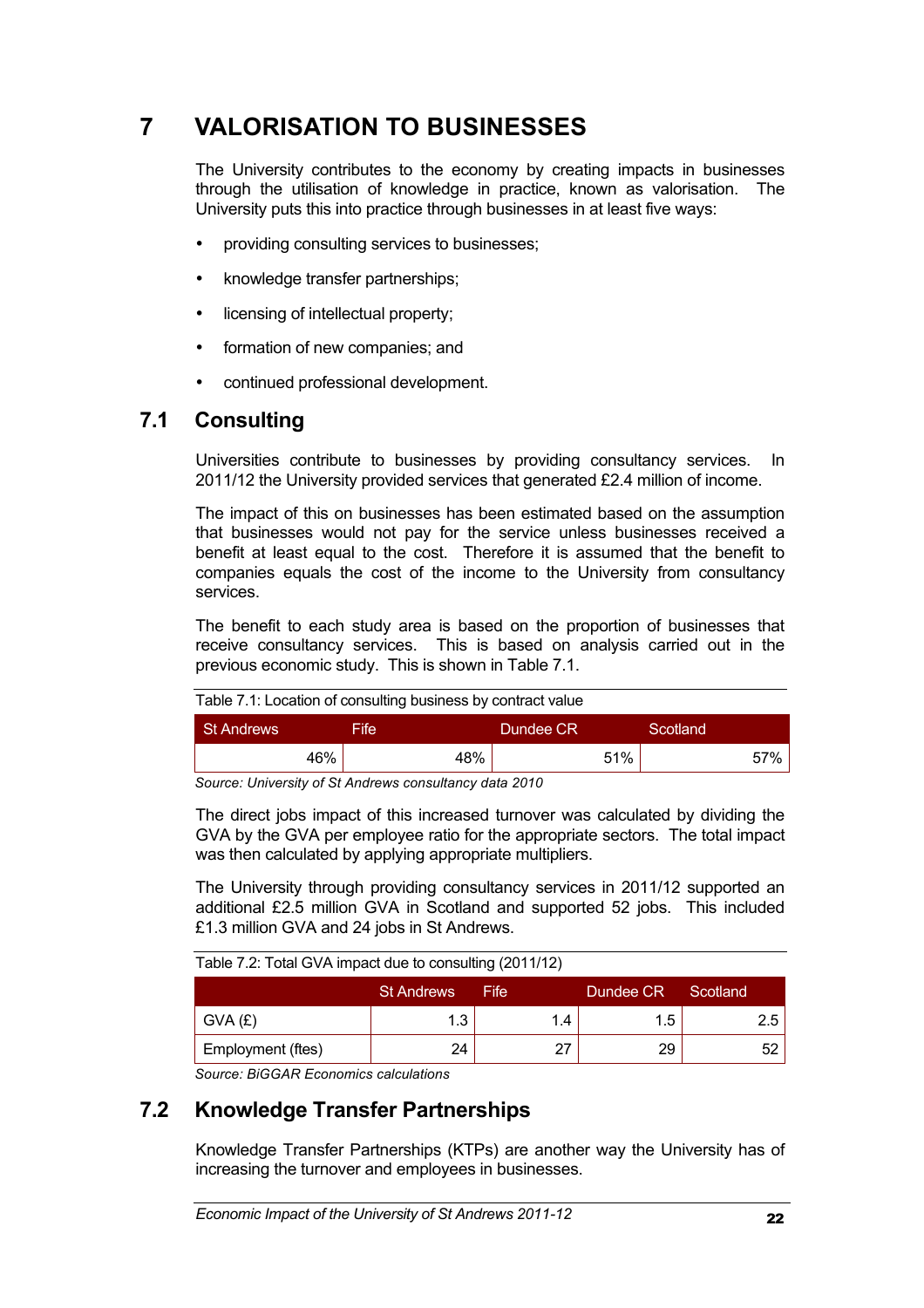# 7 VALORISATION TO BUSINESSES

The University contributes to the economy by creating impacts in businesses through the utilisation of knowledge in practice, known as valorisation. The University puts this into practice through businesses in at least five ways:

- providing consulting services to businesses;
- knowledge transfer partnerships;
- licensing of intellectual property;
- formation of new companies; and
- continued professional development.

## 7.1 Consulting

Universities contribute to businesses by providing consultancy services. In 2011/12 the University provided services that generated £2.4 million of income.

The impact of this on businesses has been estimated based on the assumption that businesses would not pay for the service unless businesses received a benefit at least equal to the cost. Therefore it is assumed that the benefit to companies equals the cost of the income to the University from consultancy services.

The benefit to each study area is based on the proportion of businesses that receive consultancy services. This is based on analysis carried out in the previous economic study. This is shown in Table 7.1.

Table 7.1: Location of consulting business by contract value

| St Andrews | Fife | Dundee CR | Scotland |
|---|---|---|---|
| 46% | 48% | 51% | 57% |

*Source: University of St Andrews consultancy data 2010*

The direct jobs impact of this increased turnover was calculated by dividing the GVA by the GVA per employee ratio for the appropriate sectors. The total impact was then calculated by applying appropriate multipliers.

The University through providing consultancy services in 2011/12 supported an additional £2.5 million GVA in Scotland and supported 52 jobs. This included £1.3 million GVA and 24 jobs in St Andrews.

Table 7.2: Total GVA impact due to consulting (2011/12)

| | St Andrews | Fife | Dundee CR | Scotland |
|---|---|---|---|---|
| GVA (£) | 1.3 | 1.4 | 1.5 | 2.5 |
| Employment (ftes) | 24 | 27 | 29 | 52 |

*Source: BiGGAR Economics calculations*

## 7.2 Knowledge Transfer Partnerships

Knowledge Transfer Partnerships (KTPs) are another way the University has of increasing the turnover and employees in businesses.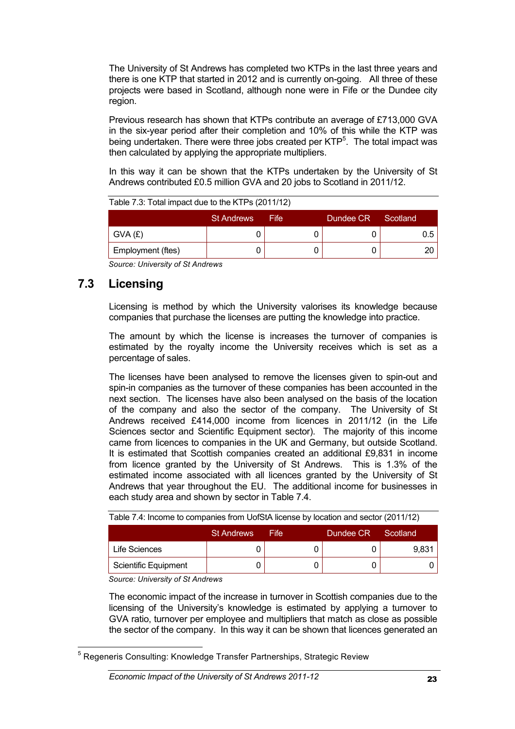The University of St Andrews has completed two KTPs in the last three years and there is one KTP that started in 2012 and is currently on-going. All three of these projects were based in Scotland, although none were in Fife or the Dundee city region.

Previous research has shown that KTPs contribute an average of £713,000 GVA in the six-year period after their completion and 10% of this while the KTP was being undertaken. There were three jobs created per KTP[5]. The total impact was then calculated by applying the appropriate multipliers.

In this way it can be shown that the KTPs undertaken by the University of St Andrews contributed £0.5 million GVA and 20 jobs to Scotland in 2011/12.

Table 7.3: Total impact due to the KTPs (2011/12)

| | St Andrews | Fife | Dundee CR | Scotland |
|---|---|---|---|---|
| GVA (£) | 0 | 0 | 0 | 0.5 |
| Employment (ftes) | 0 | 0 | 0 | 20 |

*Source: University of St Andrews*

## 7.3 Licensing

Licensing is method by which the University valorises its knowledge because companies that purchase the licenses are putting the knowledge into practice.

The amount by which the license is increases the turnover of companies is estimated by the royalty income the University receives which is set as a percentage of sales.

The licenses have been analysed to remove the licenses given to spin-out and spin-in companies as the turnover of these companies has been accounted in the next section. The licenses have also been analysed on the basis of the location of the company and also the sector of the company. The University of St Andrews received £414,000 income from licences in 2011/12 (in the Life Sciences sector and Scientific Equipment sector). The majority of this income came from licences to companies in the UK and Germany, but outside Scotland. It is estimated that Scottish companies created an additional £9,831 in income from licence granted by the University of St Andrews. This is 1.3% of the estimated income associated with all licences granted by the University of St Andrews that year throughout the EU. The additional income for businesses in each study area and shown by sector in Table 7.4.

Table 7.4: Income to companies from UofStA license by location and sector (2011/12)

| | St Andrews | Fife | Dundee CR | Scotland |
|---|---|---|---|---|
| Life Sciences | 0 | 0 | 0 | 9,831 |
| Scientific Equipment | 0 | 0 | 0 | 0 |

*Source: University of St Andrews*

The economic impact of the increase in turnover in Scottish companies due to the licensing of the University's knowledge is estimated by applying a turnover to GVA ratio, turnover per employee and multipliers that match as close as possible the sector of the company. In this way it can be shown that licences generated an

[5] Regeneris Consulting: Knowledge Transfer Partnerships, Strategic Review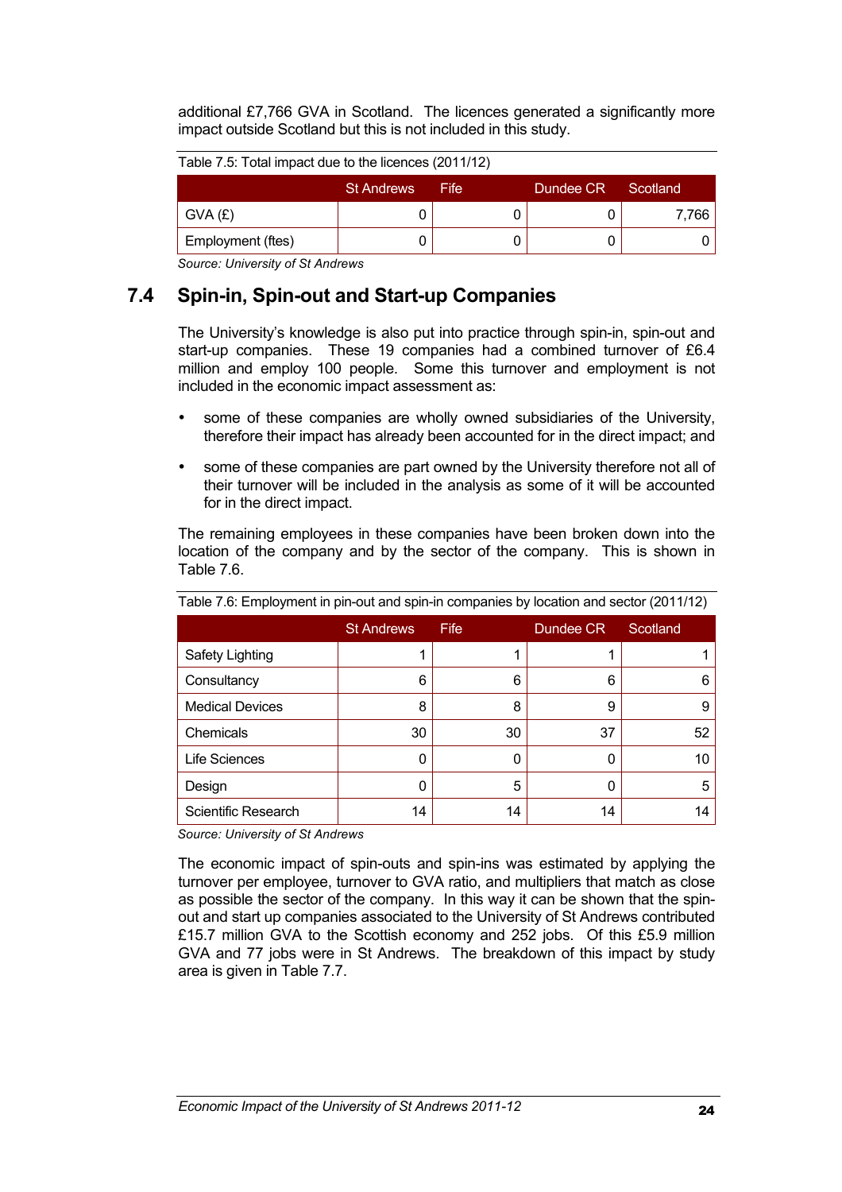additional £7,766 GVA in Scotland. The licences generated a significantly more impact outside Scotland but this is not included in this study.

Table 7.5: Total impact due to the licences (2011/12)

| | St Andrews | Fife | Dundee CR | Scotland |
|---|---|---|---|---|
| GVA (£) | 0 | 0 | 0 | 7,766 |
| Employment (ftes) | 0 | 0 | 0 | 0 |

*Source: University of St Andrews*

## 7.4 Spin-in, Spin-out and Start-up Companies

The University's knowledge is also put into practice through spin-in, spin-out and start-up companies. These 19 companies had a combined turnover of £6.4 million and employ 100 people. Some this turnover and employment is not included in the economic impact assessment as:

- some of these companies are wholly owned subsidiaries of the University, therefore their impact has already been accounted for in the direct impact; and
- some of these companies are part owned by the University therefore not all of their turnover will be included in the analysis as some of it will be accounted for in the direct impact.

The remaining employees in these companies have been broken down into the location of the company and by the sector of the company. This is shown in Table 7.6.

Table 7.6: Employment in pin-out and spin-in companies by location and sector (2011/12)

| | St Andrews | Fife | Dundee CR | Scotland |
|---|---|---|---|---|
| Safety Lighting | 1 | 1 | 1 | 1 |
| Consultancy | 6 | 6 | 6 | 6 |
| Medical Devices | 8 | 8 | 9 | 9 |
| Chemicals | 30 | 30 | 37 | 52 |
| Life Sciences | 0 | 0 | 0 | 10 |
| Design | 0 | 5 | 0 | 5 |
| Scientific Research | 14 | 14 | 14 | 14 |

*Source: University of St Andrews*

The economic impact of spin-outs and spin-ins was estimated by applying the turnover per employee, turnover to GVA ratio, and multipliers that match as close as possible the sector of the company. In this way it can be shown that the spin-out and start up companies associated to the University of St Andrews contributed £15.7 million GVA to the Scottish economy and 252 jobs. Of this £5.9 million GVA and 77 jobs were in St Andrews. The breakdown of this impact by study area is given in Table 7.7.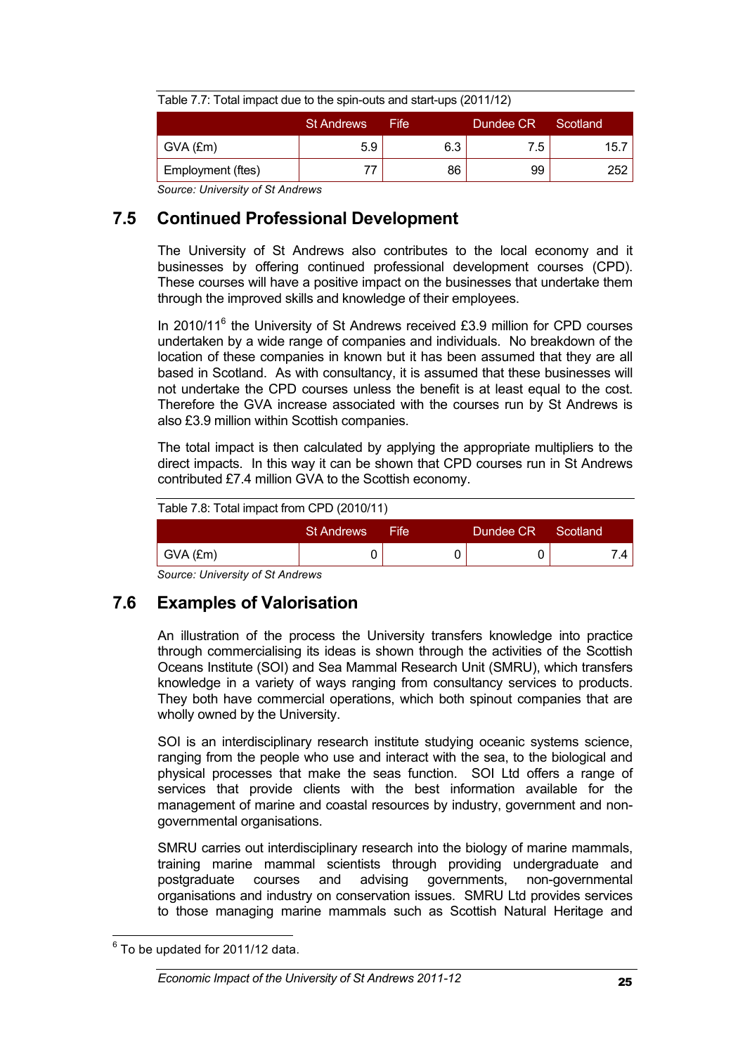Table 7.7: Total impact due to the spin-outs and start-ups (2011/12)

| | St Andrews | Fife | Dundee CR | Scotland |
|---|---|---|---|---|
| GVA (£m) | 5.9 | 6.3 | 7.5 | 15.7 |
| Employment (ftes) | 77 | 86 | 99 | 252 |

*Source: University of St Andrews*

## 7.5 Continued Professional Development

The University of St Andrews also contributes to the local economy and it businesses by offering continued professional development courses (CPD). These courses will have a positive impact on the businesses that undertake them through the improved skills and knowledge of their employees.

In 2010/11[6] the University of St Andrews received £3.9 million for CPD courses undertaken by a wide range of companies and individuals. No breakdown of the location of these companies in known but it has been assumed that they are all based in Scotland. As with consultancy, it is assumed that these businesses will not undertake the CPD courses unless the benefit is at least equal to the cost. Therefore the GVA increase associated with the courses run by St Andrews is also £3.9 million within Scottish companies.

The total impact is then calculated by applying the appropriate multipliers to the direct impacts. In this way it can be shown that CPD courses run in St Andrews contributed £7.4 million GVA to the Scottish economy.

Table 7.8: Total impact from CPD (2010/11)

| | St Andrews | Fife | Dundee CR | Scotland |
|---|---|---|---|---|
| GVA (£m) | 0 | 0 | 0 | 7.4 |

*Source: University of St Andrews*

## 7.6 Examples of Valorisation

An illustration of the process the University transfers knowledge into practice through commercialising its ideas is shown through the activities of the Scottish Oceans Institute (SOI) and Sea Mammal Research Unit (SMRU), which transfers knowledge in a variety of ways ranging from consultancy services to products. They both have commercial operations, which both spinout companies that are wholly owned by the University.

SOI is an interdisciplinary research institute studying oceanic systems science, ranging from the people who use and interact with the sea, to the biological and physical processes that make the seas function. SOI Ltd offers a range of services that provide clients with the best information available for the management of marine and coastal resources by industry, government and non-governmental organisations.

SMRU carries out interdisciplinary research into the biology of marine mammals, training marine mammal scientists through providing undergraduate and postgraduate courses and advising governments, non-governmental organisations and industry on conservation issues. SMRU Ltd provides services to those managing marine mammals such as Scottish Natural Heritage and

[6] To be updated for 2011/12 data.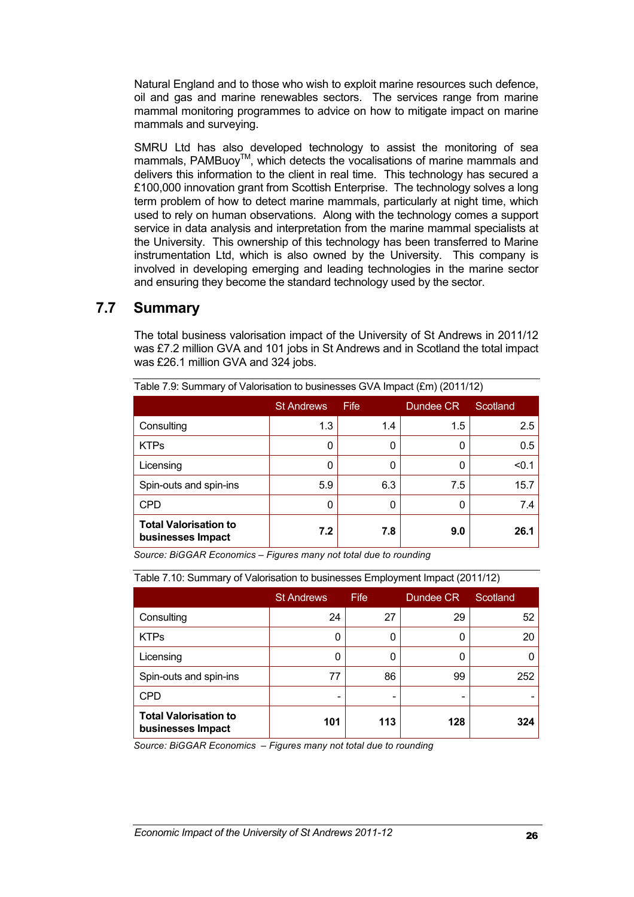Natural England and to those who wish to exploit marine resources such defence, oil and gas and marine renewables sectors. The services range from marine mammal monitoring programmes to advice on how to mitigate impact on marine mammals and surveying.

SMRU Ltd has also developed technology to assist the monitoring of sea mammals, PAMBuoy™, which detects the vocalisations of marine mammals and delivers this information to the client in real time. This technology has secured a £100,000 innovation grant from Scottish Enterprise. The technology solves a long term problem of how to detect marine mammals, particularly at night time, which used to rely on human observations. Along with the technology comes a support service in data analysis and interpretation from the marine mammal specialists at the University. This ownership of this technology has been transferred to Marine instrumentation Ltd, which is also owned by the University. This company is involved in developing emerging and leading technologies in the marine sector and ensuring they become the standard technology used by the sector.

## 7.7 Summary

The total business valorisation impact of the University of St Andrews in 2011/12 was £7.2 million GVA and 101 jobs in St Andrews and in Scotland the total impact was £26.1 million GVA and 324 jobs.

Table 7.9: Summary of Valorisation to businesses GVA Impact (£m) (2011/12)

| | St Andrews | Fife | Dundee CR | Scotland |
|---|---|---|---|---|
| Consulting | 1.3 | 1.4 | 1.5 | 2.5 |
| KTPs | 0 | 0 | 0 | 0.5 |
| Licensing | 0 | 0 | 0 | <0.1 |
| Spin-outs and spin-ins | 5.9 | 6.3 | 7.5 | 15.7 |
| CPD | 0 | 0 | 0 | 7.4 |
| **Total Valorisation to businesses Impact** | **7.2** | **7.8** | **9.0** | **26.1** |

*Source: BiGGAR Economics – Figures many not total due to rounding*

Table 7.10: Summary of Valorisation to businesses Employment Impact (2011/12)

| | St Andrews | Fife | Dundee CR | Scotland |
|---|---|---|---|---|
| Consulting | 24 | 27 | 29 | 52 |
| KTPs | 0 | 0 | 0 | 20 |
| Licensing | 0 | 0 | 0 | 0 |
| Spin-outs and spin-ins | 77 | 86 | 99 | 252 |
| CPD | - | - | - | - |
| **Total Valorisation to businesses Impact** | **101** | **113** | **128** | **324** |

*Source: BiGGAR Economics – Figures many not total due to rounding*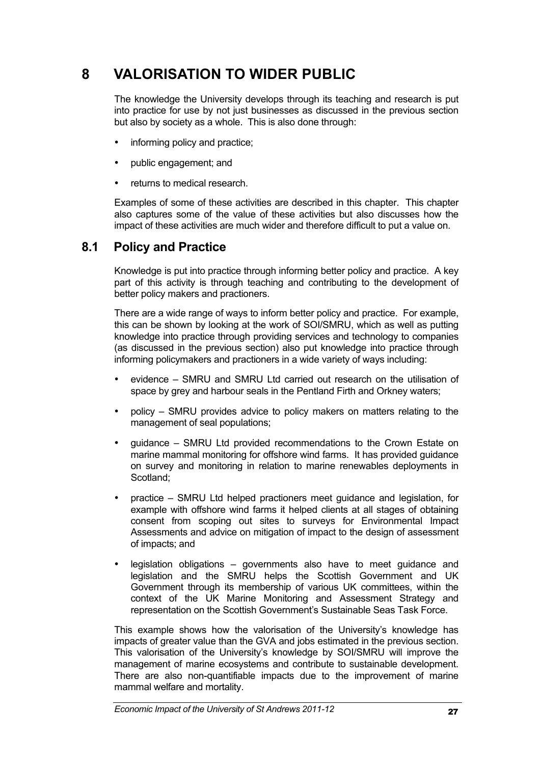# 8 VALORISATION TO WIDER PUBLIC

The knowledge the University develops through its teaching and research is put into practice for use by not just businesses as discussed in the previous section but also by society as a whole. This is also done through:

- informing policy and practice;
- public engagement; and
- returns to medical research.

Examples of some of these activities are described in this chapter. This chapter also captures some of the value of these activities but also discusses how the impact of these activities are much wider and therefore difficult to put a value on.

## 8.1 Policy and Practice

Knowledge is put into practice through informing better policy and practice. A key part of this activity is through teaching and contributing to the development of better policy makers and practioners.

There are a wide range of ways to inform better policy and practice. For example, this can be shown by looking at the work of SOI/SMRU, which as well as putting knowledge into practice through providing services and technology to companies (as discussed in the previous section) also put knowledge into practice through informing policymakers and practioners in a wide variety of ways including:

- evidence – SMRU and SMRU Ltd carried out research on the utilisation of space by grey and harbour seals in the Pentland Firth and Orkney waters;
- policy – SMRU provides advice to policy makers on matters relating to the management of seal populations;
- guidance – SMRU Ltd provided recommendations to the Crown Estate on marine mammal monitoring for offshore wind farms. It has provided guidance on survey and monitoring in relation to marine renewables deployments in Scotland;
- practice – SMRU Ltd helped practioners meet guidance and legislation, for example with offshore wind farms it helped clients at all stages of obtaining consent from scoping out sites to surveys for Environmental Impact Assessments and advice on mitigation of impact to the design of assessment of impacts; and
- legislation obligations – governments also have to meet guidance and legislation and the SMRU helps the Scottish Government and UK Government through its membership of various UK committees, within the context of the UK Marine Monitoring and Assessment Strategy and representation on the Scottish Government's Sustainable Seas Task Force.

This example shows how the valorisation of the University's knowledge has impacts of greater value than the GVA and jobs estimated in the previous section. This valorisation of the University's knowledge by SOI/SMRU will improve the management of marine ecosystems and contribute to sustainable development. There are also non-quantifiable impacts due to the improvement of marine mammal welfare and mortality.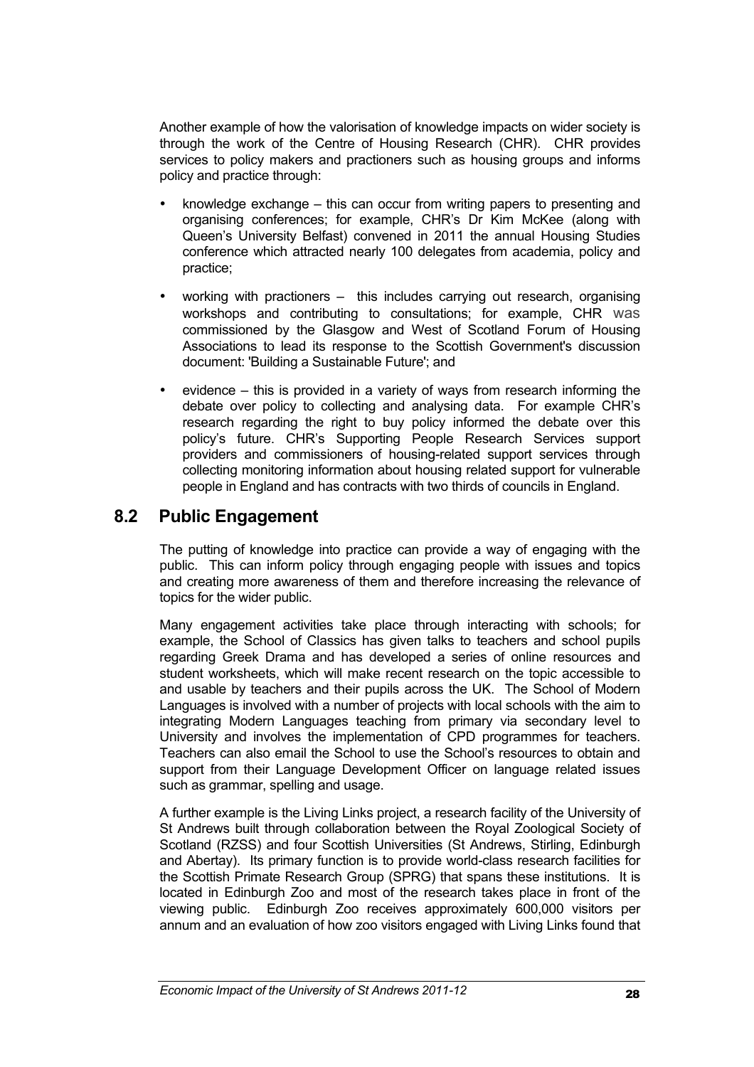Another example of how the valorisation of knowledge impacts on wider society is through the work of the Centre of Housing Research (CHR). CHR provides services to policy makers and practioners such as housing groups and informs policy and practice through:

- knowledge exchange – this can occur from writing papers to presenting and organising conferences; for example, CHR's Dr Kim McKee (along with Queen's University Belfast) convened in 2011 the annual Housing Studies conference which attracted nearly 100 delegates from academia, policy and practice;
- working with practioners – this includes carrying out research, organising workshops and contributing to consultations; for example, CHR was commissioned by the Glasgow and West of Scotland Forum of Housing Associations to lead its response to the Scottish Government's discussion document: 'Building a Sustainable Future'; and
- evidence – this is provided in a variety of ways from research informing the debate over policy to collecting and analysing data. For example CHR's research regarding the right to buy policy informed the debate over this policy's future. CHR's Supporting People Research Services support providers and commissioners of housing-related support services through collecting monitoring information about housing related support for vulnerable people in England and has contracts with two thirds of councils in England.

## 8.2 Public Engagement

The putting of knowledge into practice can provide a way of engaging with the public. This can inform policy through engaging people with issues and topics and creating more awareness of them and therefore increasing the relevance of topics for the wider public.

Many engagement activities take place through interacting with schools; for example, the School of Classics has given talks to teachers and school pupils regarding Greek Drama and has developed a series of online resources and student worksheets, which will make recent research on the topic accessible to and usable by teachers and their pupils across the UK. The School of Modern Languages is involved with a number of projects with local schools with the aim to integrating Modern Languages teaching from primary via secondary level to University and involves the implementation of CPD programmes for teachers. Teachers can also email the School to use the School's resources to obtain and support from their Language Development Officer on language related issues such as grammar, spelling and usage.

A further example is the Living Links project, a research facility of the University of St Andrews built through collaboration between the Royal Zoological Society of Scotland (RZSS) and four Scottish Universities (St Andrews, Stirling, Edinburgh and Abertay). Its primary function is to provide world-class research facilities for the Scottish Primate Research Group (SPRG) that spans these institutions. It is located in Edinburgh Zoo and most of the research takes place in front of the viewing public. Edinburgh Zoo receives approximately 600,000 visitors per annum and an evaluation of how zoo visitors engaged with Living Links found that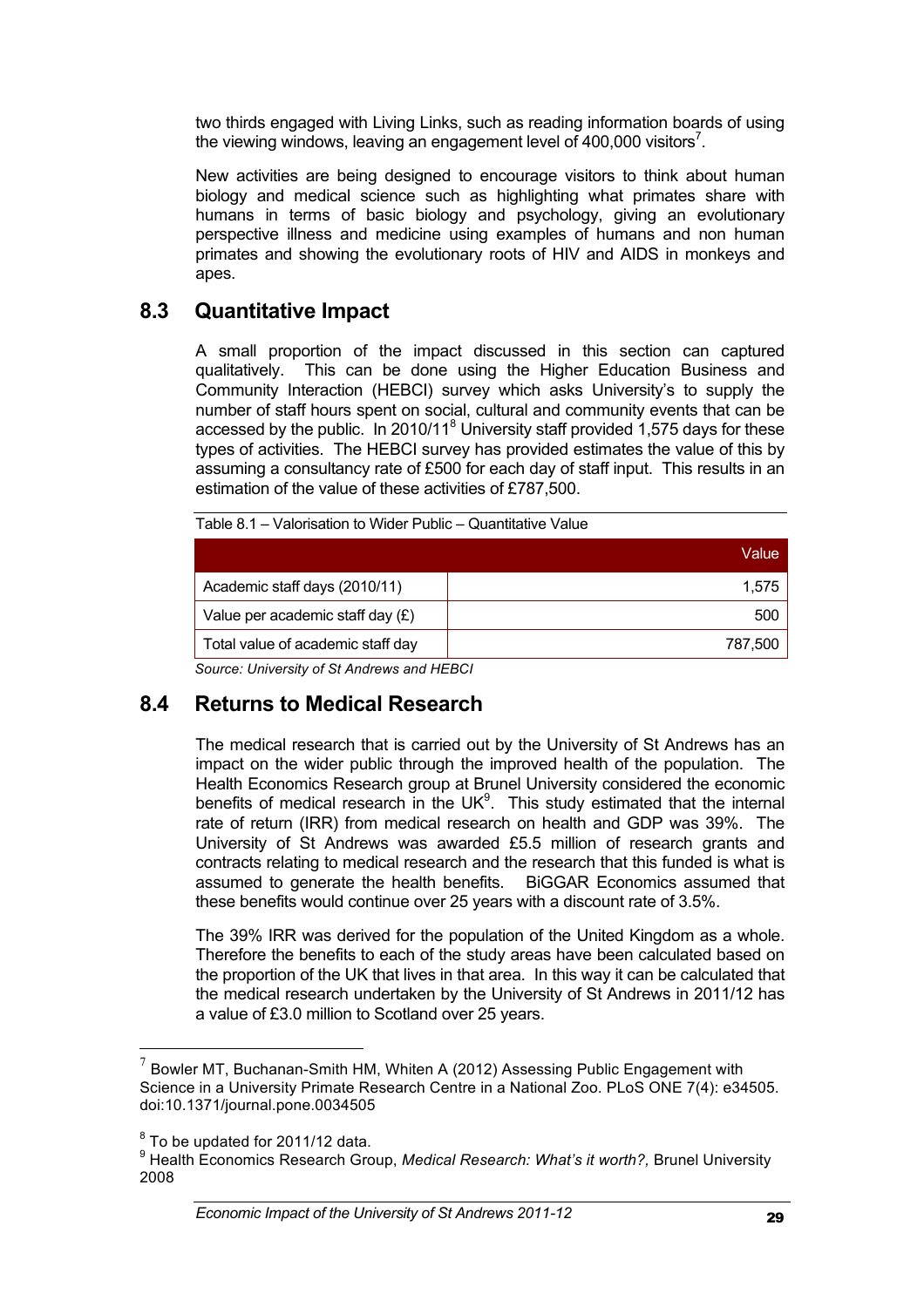two thirds engaged with Living Links, such as reading information boards of using the viewing windows, leaving an engagement level of 400,000 visitors[7].

New activities are being designed to encourage visitors to think about human biology and medical science such as highlighting what primates share with humans in terms of basic biology and psychology, giving an evolutionary perspective illness and medicine using examples of humans and non human primates and showing the evolutionary roots of HIV and AIDS in monkeys and apes.

## 8.3 Quantitative Impact

A small proportion of the impact discussed in this section can captured qualitatively. This can be done using the Higher Education Business and Community Interaction (HEBCI) survey which asks University's to supply the number of staff hours spent on social, cultural and community events that can be accessed by the public. In 2010/11[8] University staff provided 1,575 days for these types of activities. The HEBCI survey has provided estimates the value of this by assuming a consultancy rate of £500 for each day of staff input. This results in an estimation of the value of these activities of £787,500.

Table 8.1 – Valorisation to Wider Public – Quantitative Value

| | Value |
|---|---|
| Academic staff days (2010/11) | 1,575 |
| Value per academic staff day (£) | 500 |
| Total value of academic staff day | 787,500 |

*Source: University of St Andrews and HEBCI*

## 8.4 Returns to Medical Research

The medical research that is carried out by the University of St Andrews has an impact on the wider public through the improved health of the population. The Health Economics Research group at Brunel University considered the economic benefits of medical research in the UK[9]. This study estimated that the internal rate of return (IRR) from medical research on health and GDP was 39%. The University of St Andrews was awarded £5.5 million of research grants and contracts relating to medical research and the research that this funded is what is assumed to generate the health benefits. BiGGAR Economics assumed that these benefits would continue over 25 years with a discount rate of 3.5%.

The 39% IRR was derived for the population of the United Kingdom as a whole. Therefore the benefits to each of the study areas have been calculated based on the proportion of the UK that lives in that area. In this way it can be calculated that the medical research undertaken by the University of St Andrews in 2011/12 has a value of £3.0 million to Scotland over 25 years.

---

[7] Bowler MT, Buchanan-Smith HM, Whiten A (2012) Assessing Public Engagement with Science in a University Primate Research Centre in a National Zoo. PLoS ONE 7(4): e34505. doi:10.1371/journal.pone.0034505

[8] To be updated for 2011/12 data.

[9] Health Economics Research Group, *Medical Research: What's it worth?,* Brunel University 2008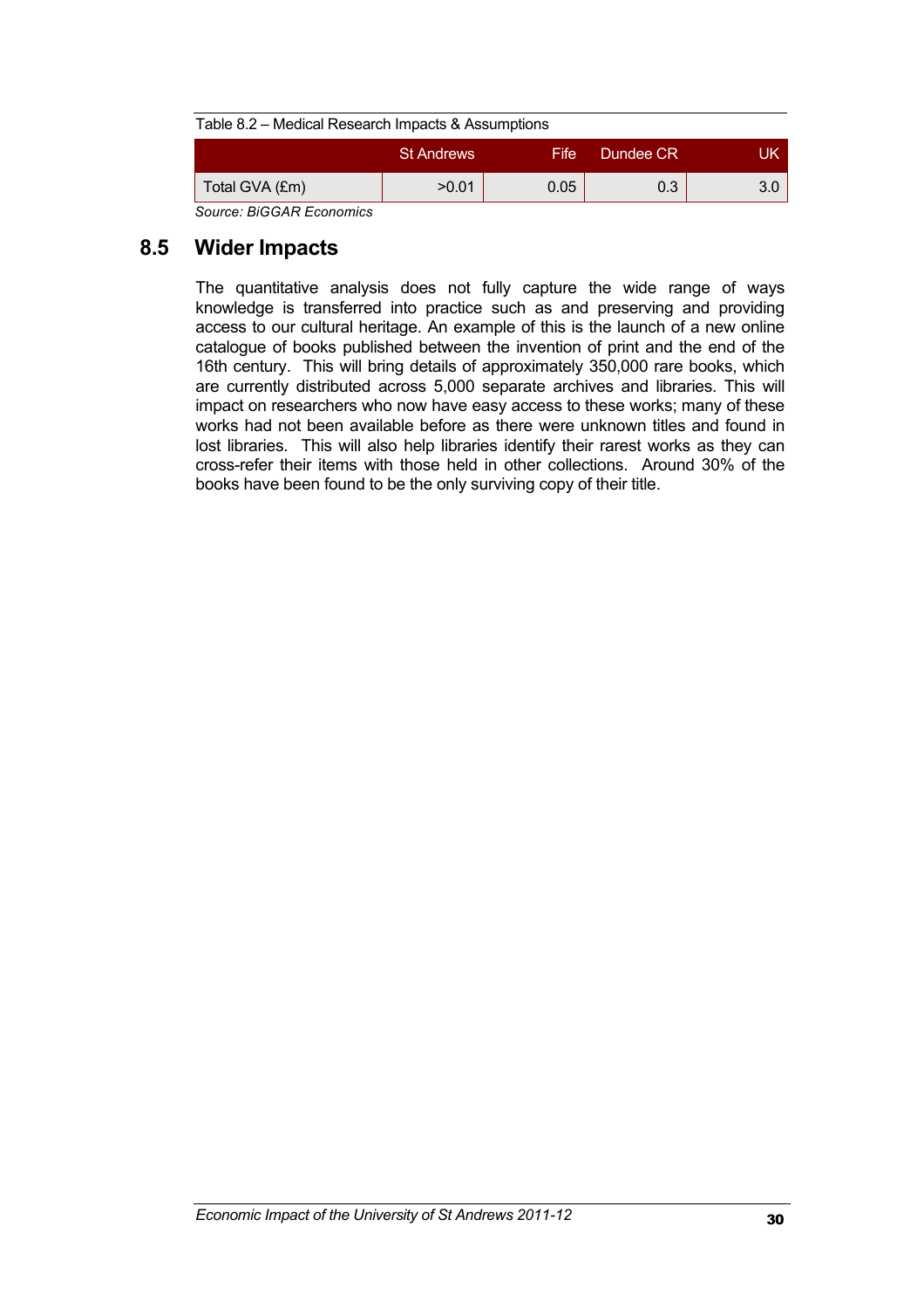Table 8.2 – Medical Research Impacts & Assumptions

| | St Andrews | Fife | Dundee CR | UK |
|---|---|---|---|---|
| Total GVA (£m) | >0.01 | 0.05 | 0.3 | 3.0 |

*Source: BiGGAR Economics*

## 8.5 Wider Impacts

The quantitative analysis does not fully capture the wide range of ways knowledge is transferred into practice such as and preserving and providing access to our cultural heritage. An example of this is the launch of a new online catalogue of books published between the invention of print and the end of the 16th century. This will bring details of approximately 350,000 rare books, which are currently distributed across 5,000 separate archives and libraries. This will impact on researchers who now have easy access to these works; many of these works had not been available before as there were unknown titles and found in lost libraries. This will also help libraries identify their rarest works as they can cross-refer their items with those held in other collections. Around 30% of the books have been found to be the only surviving copy of their title.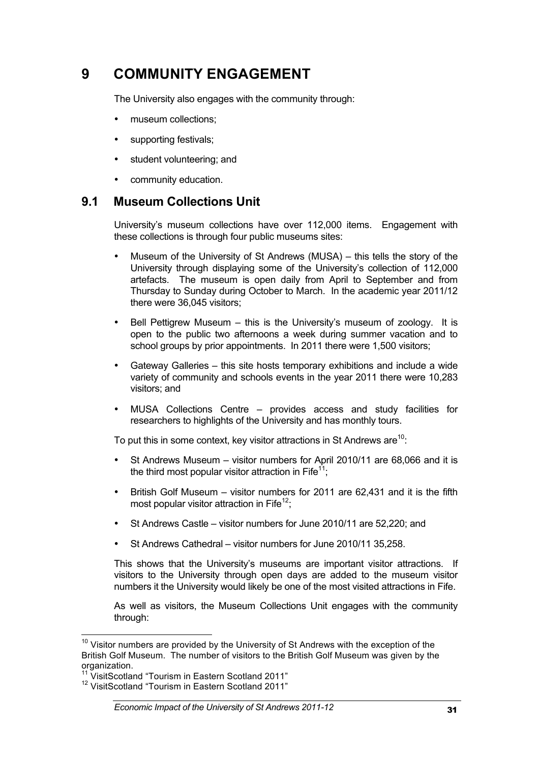# 9 COMMUNITY ENGAGEMENT

The University also engages with the community through:

- museum collections;
- supporting festivals;
- student volunteering; and
- community education.

## 9.1 Museum Collections Unit

University's museum collections have over 112,000 items. Engagement with these collections is through four public museums sites:

- Museum of the University of St Andrews (MUSA) – this tells the story of the University through displaying some of the University's collection of 112,000 artefacts. The museum is open daily from April to September and from Thursday to Sunday during October to March. In the academic year 2011/12 there were 36,045 visitors;
- Bell Pettigrew Museum – this is the University's museum of zoology. It is open to the public two afternoons a week during summer vacation and to school groups by prior appointments. In 2011 there were 1,500 visitors;
- Gateway Galleries – this site hosts temporary exhibitions and include a wide variety of community and schools events in the year 2011 there were 10,283 visitors; and
- MUSA Collections Centre – provides access and study facilities for researchers to highlights of the University and has monthly tours.

To put this in some context, key visitor attractions in St Andrews are[10]:

- St Andrews Museum – visitor numbers for April 2010/11 are 68,066 and it is the third most popular visitor attraction in Fife[11];
- British Golf Museum – visitor numbers for 2011 are 62,431 and it is the fifth most popular visitor attraction in Fife[12];
- St Andrews Castle – visitor numbers for June 2010/11 are 52,220; and
- St Andrews Cathedral – visitor numbers for June 2010/11 35,258.

This shows that the University's museums are important visitor attractions. If visitors to the University through open days are added to the museum visitor numbers it the University would likely be one of the most visited attractions in Fife.

As well as visitors, the Museum Collections Unit engages with the community through:

[10] Visitor numbers are provided by the University of St Andrews with the exception of the British Golf Museum. The number of visitors to the British Golf Museum was given by the organization.

[11] VisitScotland "Tourism in Eastern Scotland 2011"

[12] VisitScotland "Tourism in Eastern Scotland 2011"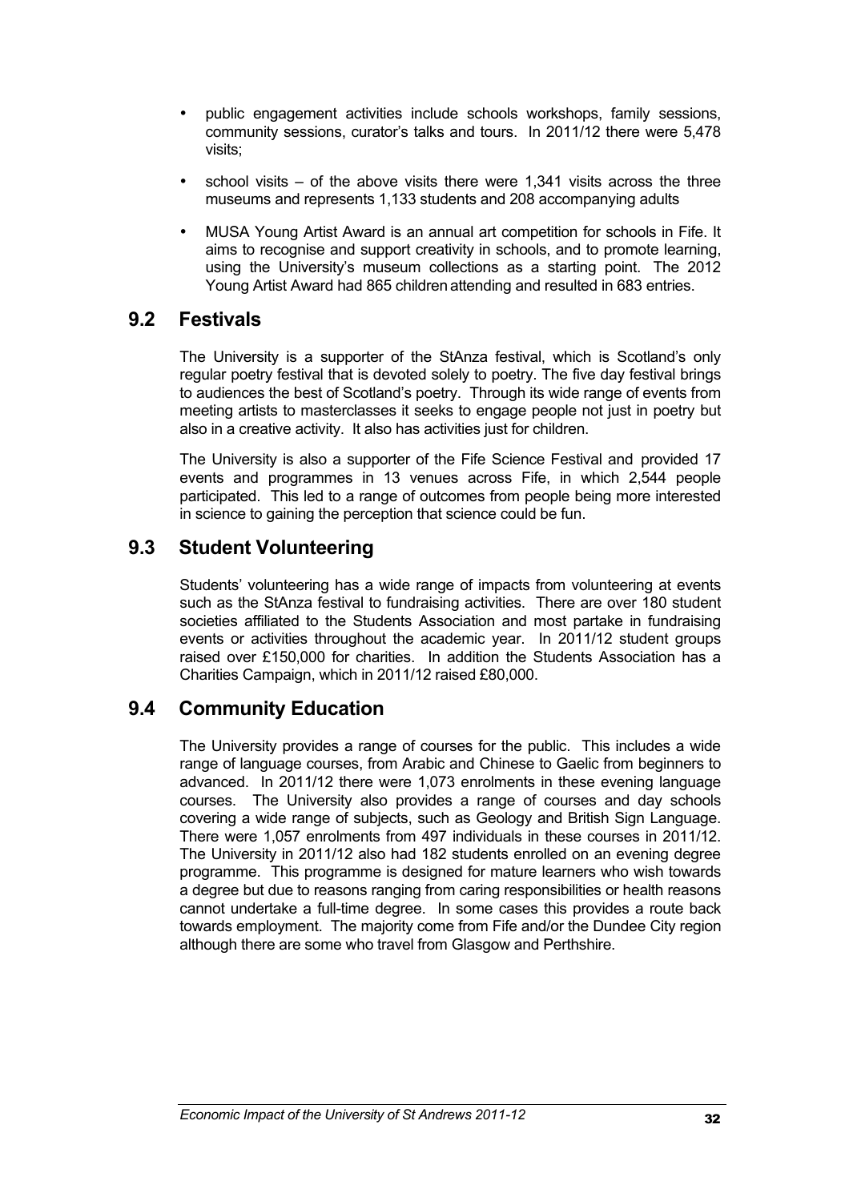- public engagement activities include schools workshops, family sessions, community sessions, curator's talks and tours. In 2011/12 there were 5,478 visits;
- school visits – of the above visits there were 1,341 visits across the three museums and represents 1,133 students and 208 accompanying adults
- MUSA Young Artist Award is an annual art competition for schools in Fife. It aims to recognise and support creativity in schools, and to promote learning, using the University's museum collections as a starting point. The 2012 Young Artist Award had 865 children attending and resulted in 683 entries.

## 9.2 Festivals

The University is a supporter of the StAnza festival, which is Scotland's only regular poetry festival that is devoted solely to poetry. The five day festival brings to audiences the best of Scotland's poetry. Through its wide range of events from meeting artists to masterclasses it seeks to engage people not just in poetry but also in a creative activity. It also has activities just for children.

The University is also a supporter of the Fife Science Festival and provided 17 events and programmes in 13 venues across Fife, in which 2,544 people participated. This led to a range of outcomes from people being more interested in science to gaining the perception that science could be fun.

## 9.3 Student Volunteering

Students' volunteering has a wide range of impacts from volunteering at events such as the StAnza festival to fundraising activities. There are over 180 student societies affiliated to the Students Association and most partake in fundraising events or activities throughout the academic year. In 2011/12 student groups raised over £150,000 for charities. In addition the Students Association has a Charities Campaign, which in 2011/12 raised £80,000.

## 9.4 Community Education

The University provides a range of courses for the public. This includes a wide range of language courses, from Arabic and Chinese to Gaelic from beginners to advanced. In 2011/12 there were 1,073 enrolments in these evening language courses. The University also provides a range of courses and day schools covering a wide range of subjects, such as Geology and British Sign Language. There were 1,057 enrolments from 497 individuals in these courses in 2011/12. The University in 2011/12 also had 182 students enrolled on an evening degree programme. This programme is designed for mature learners who wish towards a degree but due to reasons ranging from caring responsibilities or health reasons cannot undertake a full-time degree. In some cases this provides a route back towards employment. The majority come from Fife and/or the Dundee City region although there are some who travel from Glasgow and Perthshire.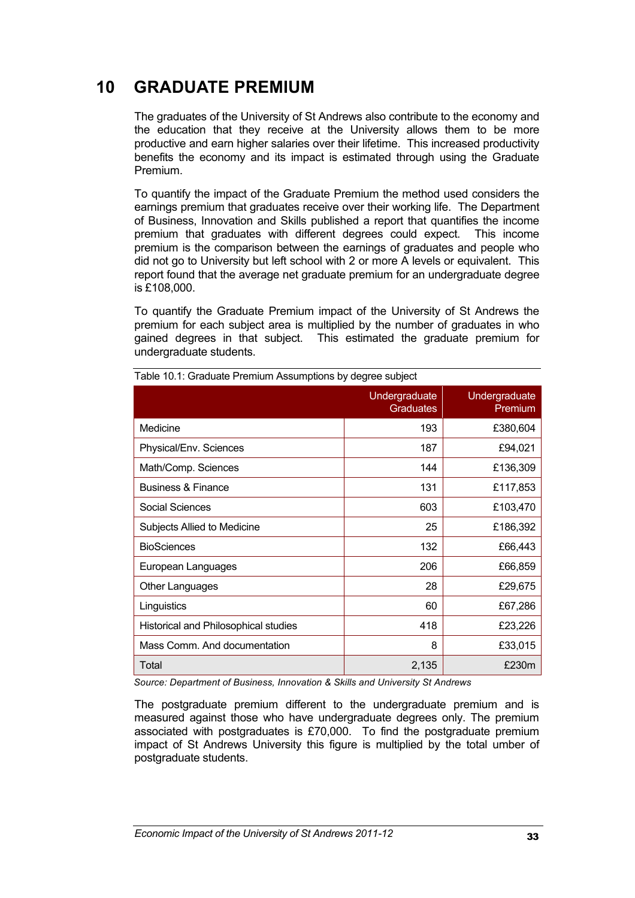# 10 GRADUATE PREMIUM

The graduates of the University of St Andrews also contribute to the economy and the education that they receive at the University allows them to be more productive and earn higher salaries over their lifetime. This increased productivity benefits the economy and its impact is estimated through using the Graduate Premium.

To quantify the impact of the Graduate Premium the method used considers the earnings premium that graduates receive over their working life. The Department of Business, Innovation and Skills published a report that quantifies the income premium that graduates with different degrees could expect. This income premium is the comparison between the earnings of graduates and people who did not go to University but left school with 2 or more A levels or equivalent. This report found that the average net graduate premium for an undergraduate degree is £108,000.

To quantify the Graduate Premium impact of the University of St Andrews the premium for each subject area is multiplied by the number of graduates in who gained degrees in that subject. This estimated the graduate premium for undergraduate students.

Table 10.1: Graduate Premium Assumptions by degree subject

| | Undergraduate Graduates | Undergraduate Premium |
|---|---|---|
| Medicine | 193 | £380,604 |
| Physical/Env. Sciences | 187 | £94,021 |
| Math/Comp. Sciences | 144 | £136,309 |
| Business & Finance | 131 | £117,853 |
| Social Sciences | 603 | £103,470 |
| Subjects Allied to Medicine | 25 | £186,392 |
| BioSciences | 132 | £66,443 |
| European Languages | 206 | £66,859 |
| Other Languages | 28 | £29,675 |
| Linguistics | 60 | £67,286 |
| Historical and Philosophical studies | 418 | £23,226 |
| Mass Comm. And documentation | 8 | £33,015 |
| Total | 2,135 | £230m |

*Source: Department of Business, Innovation & Skills and University St Andrews*

The postgraduate premium different to the undergraduate premium and is measured against those who have undergraduate degrees only. The premium associated with postgraduates is £70,000. To find the postgraduate premium impact of St Andrews University this figure is multiplied by the total umber of postgraduate students.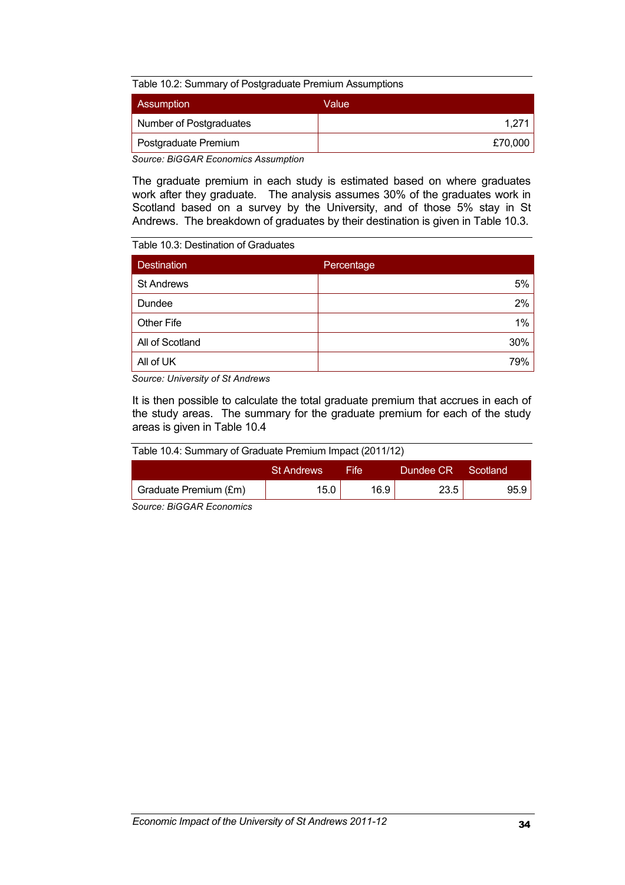Table 10.2: Summary of Postgraduate Premium Assumptions

| Assumption | Value |
| --- | --- |
| Number of Postgraduates | 1,271 |
| Postgraduate Premium | £70,000 |

*Source: BiGGAR Economics Assumption*

The graduate premium in each study is estimated based on where graduates work after they graduate. The analysis assumes 30% of the graduates work in Scotland based on a survey by the University, and of those 5% stay in St Andrews. The breakdown of graduates by their destination is given in Table 10.3.

Table 10.3: Destination of Graduates

| Destination | Percentage |
| --- | --- |
| St Andrews | 5% |
| Dundee | 2% |
| Other Fife | 1% |
| All of Scotland | 30% |
| All of UK | 79% |

*Source: University of St Andrews*

It is then possible to calculate the total graduate premium that accrues in each of the study areas. The summary for the graduate premium for each of the study areas is given in Table 10.4

Table 10.4: Summary of Graduate Premium Impact (2011/12)

| | St Andrews | Fife | Dundee CR | Scotland |
| --- | --- | --- | --- | --- |
| Graduate Premium (£m) | 15.0 | 16.9 | 23.5 | 95.9 |

*Source: BiGGAR Economics*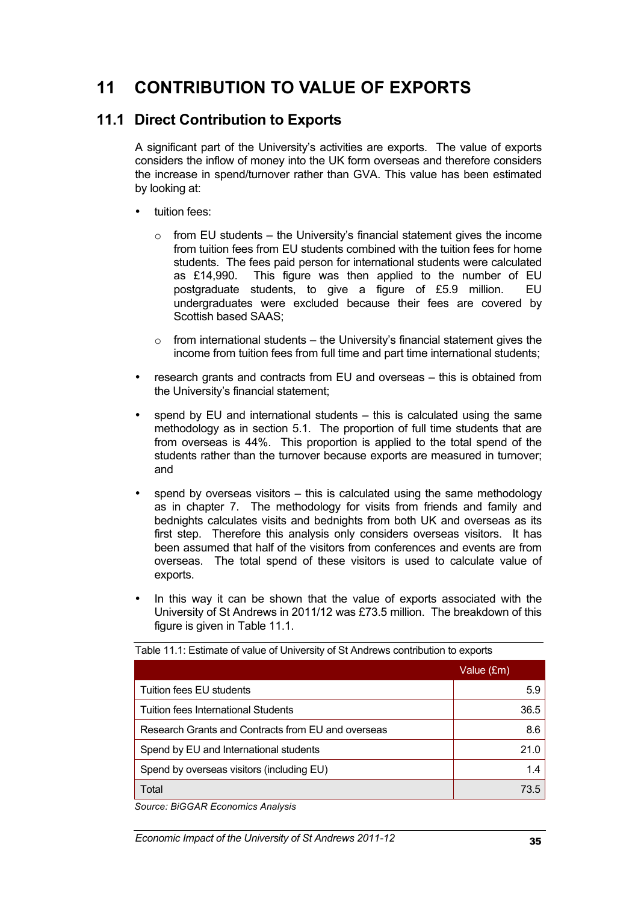# 11 CONTRIBUTION TO VALUE OF EXPORTS

## 11.1 Direct Contribution to Exports

A significant part of the University's activities are exports. The value of exports considers the inflow of money into the UK form overseas and therefore considers the increase in spend/turnover rather than GVA. This value has been estimated by looking at:

- tuition fees:
  - from EU students – the University's financial statement gives the income from tuition fees from EU students combined with the tuition fees for home students. The fees paid person for international students were calculated as £14,990. This figure was then applied to the number of EU postgraduate students, to give a figure of £5.9 million. EU undergraduates were excluded because their fees are covered by Scottish based SAAS;
  - from international students – the University's financial statement gives the income from tuition fees from full time and part time international students;
- research grants and contracts from EU and overseas – this is obtained from the University's financial statement;
- spend by EU and international students – this is calculated using the same methodology as in section 5.1. The proportion of full time students that are from overseas is 44%. This proportion is applied to the total spend of the students rather than the turnover because exports are measured in turnover; and
- spend by overseas visitors – this is calculated using the same methodology as in chapter 7. The methodology for visits from friends and family and bednights calculates visits and bednights from both UK and overseas as its first step. Therefore this analysis only considers overseas visitors. It has been assumed that half of the visitors from conferences and events are from overseas. The total spend of these visitors is used to calculate value of exports.
- In this way it can be shown that the value of exports associated with the University of St Andrews in 2011/12 was £73.5 million. The breakdown of this figure is given in Table 11.1.

Table 11.1: Estimate of value of University of St Andrews contribution to exports

| | Value (£m) |
|---|---|
| Tuition fees EU students | 5.9 |
| Tuition fees International Students | 36.5 |
| Research Grants and Contracts from EU and overseas | 8.6 |
| Spend by EU and International students | 21.0 |
| Spend by overseas visitors (including EU) | 1.4 |
| Total | 73.5 |

*Source: BiGGAR Economics Analysis*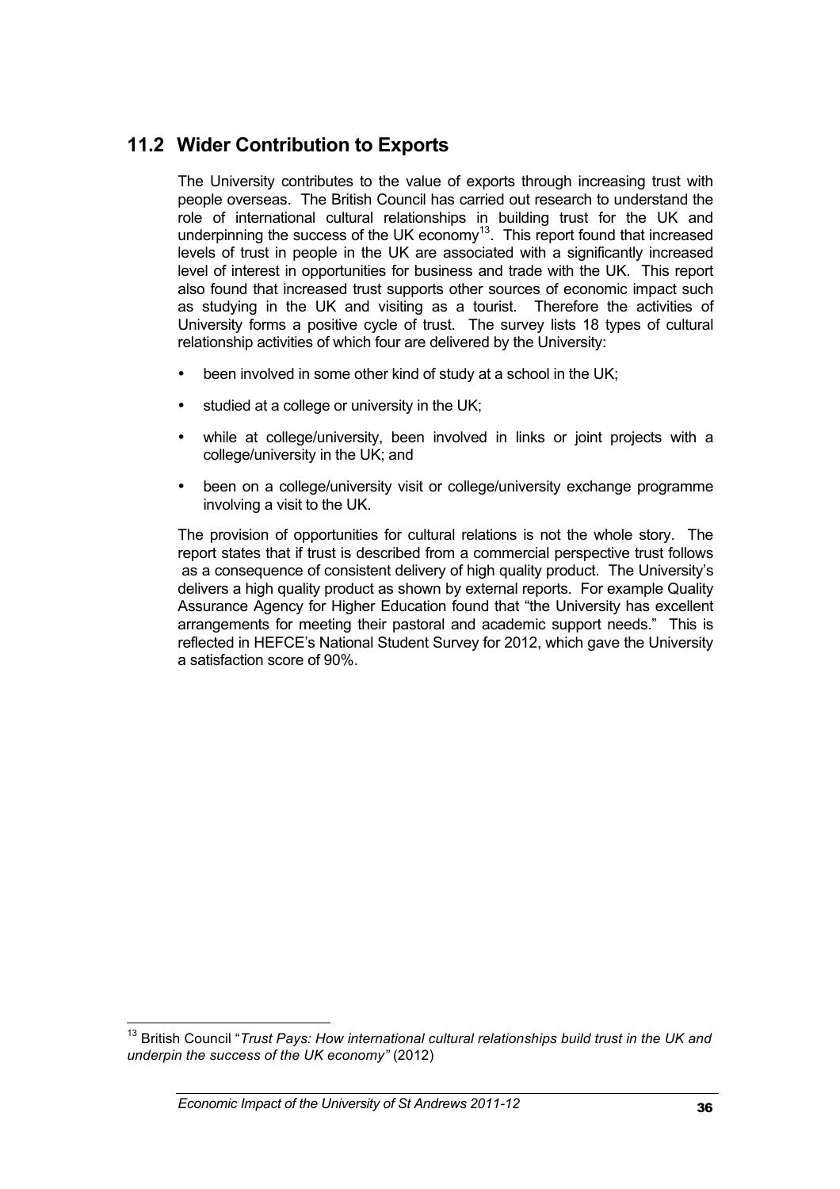## 11.2 Wider Contribution to Exports

The University contributes to the value of exports through increasing trust with people overseas. The British Council has carried out research to understand the role of international cultural relationships in building trust for the UK and underpinning the success of the UK economy[13]. This report found that increased levels of trust in people in the UK are associated with a significantly increased level of interest in opportunities for business and trade with the UK. This report also found that increased trust supports other sources of economic impact such as studying in the UK and visiting as a tourist. Therefore the activities of University forms a positive cycle of trust. The survey lists 18 types of cultural relationship activities of which four are delivered by the University:

- been involved in some other kind of study at a school in the UK;
- studied at a college or university in the UK;
- while at college/university, been involved in links or joint projects with a college/university in the UK; and
- been on a college/university visit or college/university exchange programme involving a visit to the UK.

The provision of opportunities for cultural relations is not the whole story. The report states that if trust is described from a commercial perspective trust follows as a consequence of consistent delivery of high quality product. The University's delivers a high quality product as shown by external reports. For example Quality Assurance Agency for Higher Education found that "the University has excellent arrangements for meeting their pastoral and academic support needs." This is reflected in HEFCE's National Student Survey for 2012, which gave the University a satisfaction score of 90%.

[13] British Council "*Trust Pays: How international cultural relationships build trust in the UK and underpin the success of the UK economy"* (2012)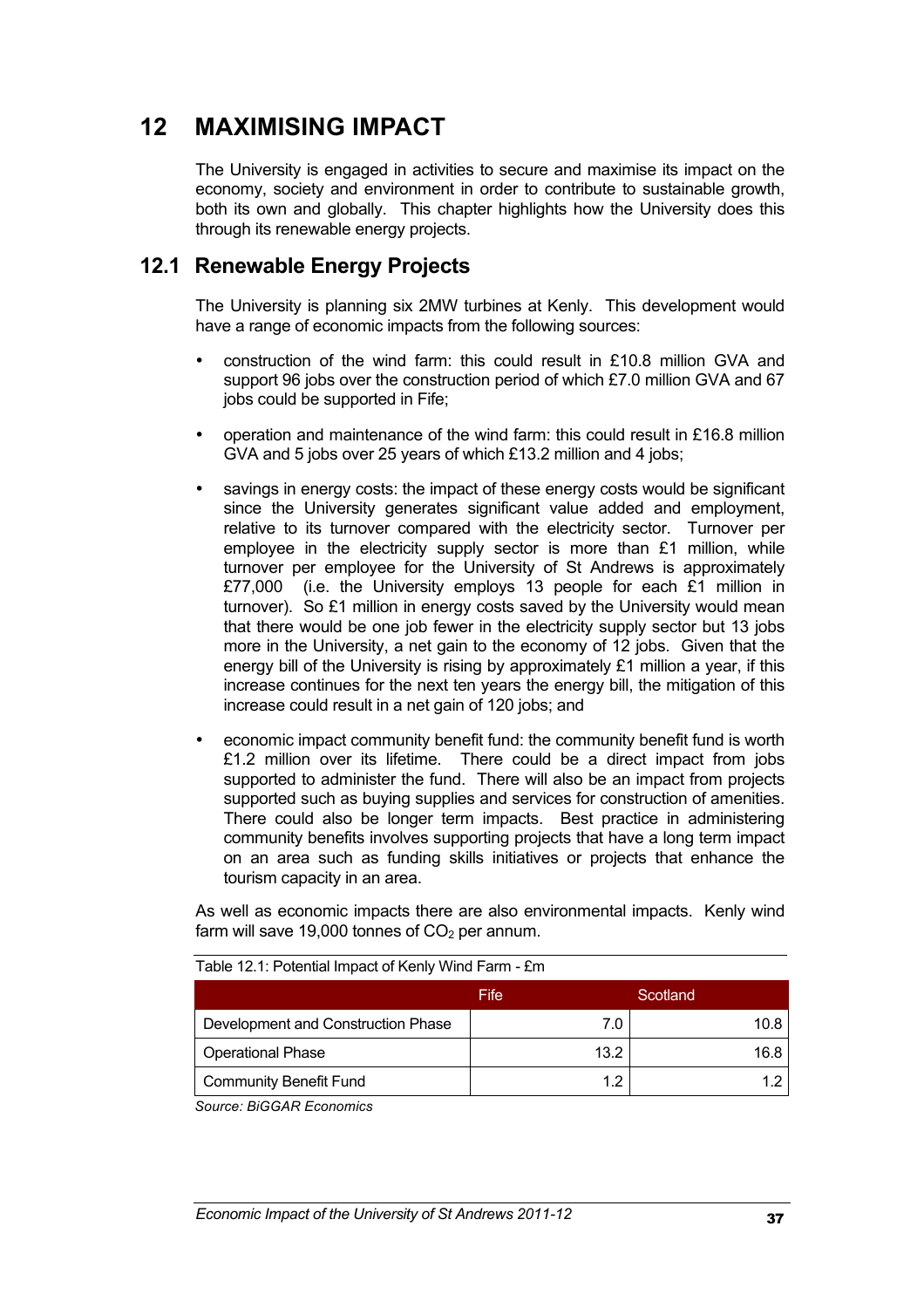# 12 MAXIMISING IMPACT

The University is engaged in activities to secure and maximise its impact on the economy, society and environment in order to contribute to sustainable growth, both its own and globally. This chapter highlights how the University does this through its renewable energy projects.

## 12.1 Renewable Energy Projects

The University is planning six 2MW turbines at Kenly. This development would have a range of economic impacts from the following sources:

- construction of the wind farm: this could result in £10.8 million GVA and support 96 jobs over the construction period of which £7.0 million GVA and 67 jobs could be supported in Fife;
- operation and maintenance of the wind farm: this could result in £16.8 million GVA and 5 jobs over 25 years of which £13.2 million and 4 jobs;
- savings in energy costs: the impact of these energy costs would be significant since the University generates significant value added and employment, relative to its turnover compared with the electricity sector. Turnover per employee in the electricity supply sector is more than £1 million, while turnover per employee for the University of St Andrews is approximately £77,000 (i.e. the University employs 13 people for each £1 million in turnover). So £1 million in energy costs saved by the University would mean that there would be one job fewer in the electricity supply sector but 13 jobs more in the University, a net gain to the economy of 12 jobs. Given that the energy bill of the University is rising by approximately £1 million a year, if this increase continues for the next ten years the energy bill, the mitigation of this increase could result in a net gain of 120 jobs; and
- economic impact community benefit fund: the community benefit fund is worth £1.2 million over its lifetime. There could be a direct impact from jobs supported to administer the fund. There will also be an impact from projects supported such as buying supplies and services for construction of amenities. There could also be longer term impacts. Best practice in administering community benefits involves supporting projects that have a long term impact on an area such as funding skills initiatives or projects that enhance the tourism capacity in an area.

As well as economic impacts there are also environmental impacts. Kenly wind farm will save 19,000 tonnes of $CO_2$ per annum.

Table 12.1: Potential Impact of Kenly Wind Farm - £m

| | Fife | Scotland |
|---|---|---|
| Development and Construction Phase | 7.0 | 10.8 |
| Operational Phase | 13.2 | 16.8 |
| Community Benefit Fund | 1.2 | 1.2 |

*Source: BiGGAR Economics*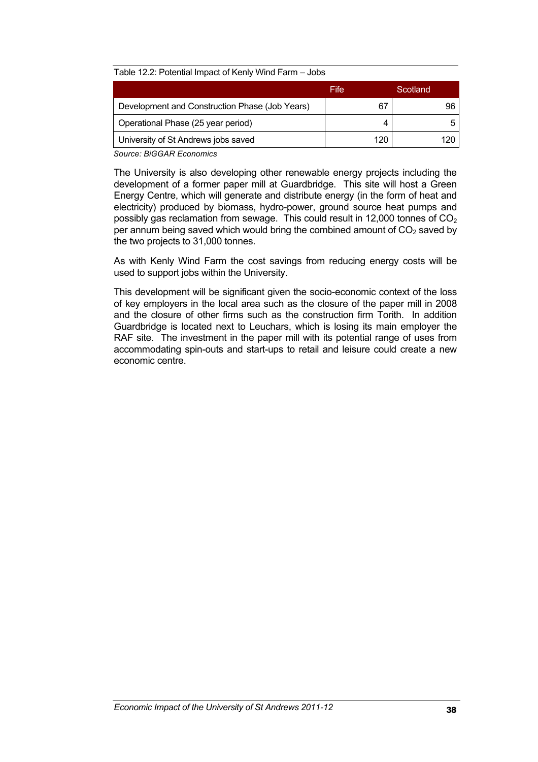Table 12.2: Potential Impact of Kenly Wind Farm – Jobs

| | Fife | Scotland |
|---|---|---|
| Development and Construction Phase (Job Years) | 67 | 96 |
| Operational Phase (25 year period) | 4 | 5 |
| University of St Andrews jobs saved | 120 | 120 |

*Source: BiGGAR Economics*

The University is also developing other renewable energy projects including the development of a former paper mill at Guardbridge. This site will host a Green Energy Centre, which will generate and distribute energy (in the form of heat and electricity) produced by biomass, hydro-power, ground source heat pumps and possibly gas reclamation from sewage. This could result in 12,000 tonnes of $CO_2$ per annum being saved which would bring the combined amount of $CO_2$ saved by the two projects to 31,000 tonnes.

As with Kenly Wind Farm the cost savings from reducing energy costs will be used to support jobs within the University.

This development will be significant given the socio-economic context of the loss of key employers in the local area such as the closure of the paper mill in 2008 and the closure of other firms such as the construction firm Torith. In addition Guardbridge is located next to Leuchars, which is losing its main employer the RAF site. The investment in the paper mill with its potential range of uses from accommodating spin-outs and start-ups to retail and leisure could create a new economic centre.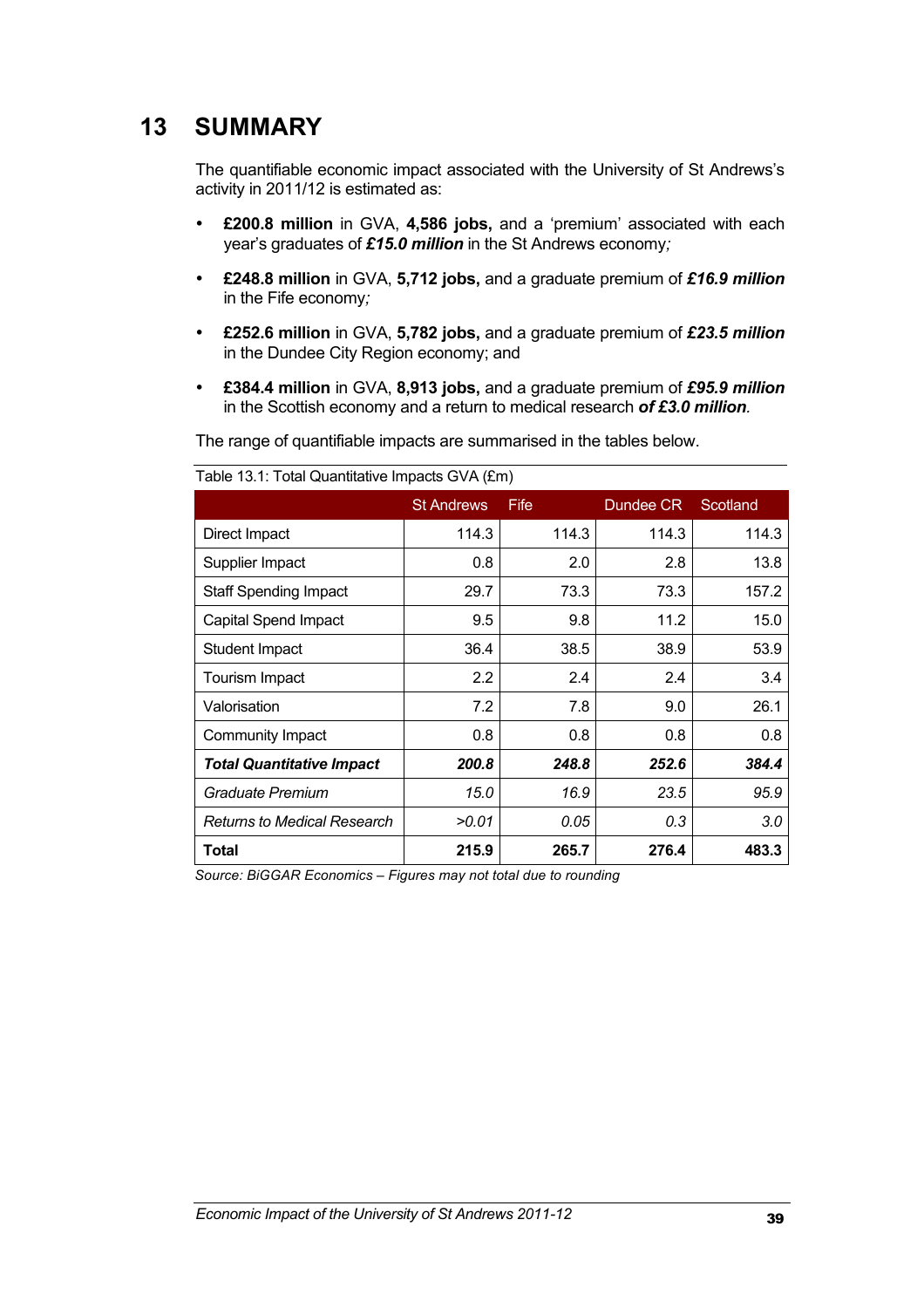# 13 SUMMARY

The quantifiable economic impact associated with the University of St Andrews's activity in 2011/12 is estimated as:

- **£200.8 million** in GVA, **4,586 jobs,** and a 'premium' associated with each year's graduates of ***£15.0 million*** in the St Andrews economy*;*
- **£248.8 million** in GVA, **5,712 jobs,** and a graduate premium of ***£16.9 million*** in the Fife economy*;*
- **£252.6 million** in GVA, **5,782 jobs,** and a graduate premium of ***£23.5 million*** in the Dundee City Region economy; and
- **£384.4 million** in GVA, **8,913 jobs,** and a graduate premium of ***£95.9 million*** in the Scottish economy and a return to medical research ***of £3.0 million****.*

The range of quantifiable impacts are summarised in the tables below.

Table 13.1: Total Quantitative Impacts GVA (£m)

| | St Andrews | Fife | Dundee CR | Scotland |
|---|---|---|---|---|
| Direct Impact | 114.3 | 114.3 | 114.3 | 114.3 |
| Supplier Impact | 0.8 | 2.0 | 2.8 | 13.8 |
| Staff Spending Impact | 29.7 | 73.3 | 73.3 | 157.2 |
| Capital Spend Impact | 9.5 | 9.8 | 11.2 | 15.0 |
| Student Impact | 36.4 | 38.5 | 38.9 | 53.9 |
| Tourism Impact | 2.2 | 2.4 | 2.4 | 3.4 |
| Valorisation | 7.2 | 7.8 | 9.0 | 26.1 |
| Community Impact | 0.8 | 0.8 | 0.8 | 0.8 |
| ***Total Quantitative Impact*** | ***200.8*** | ***248.8*** | ***252.6*** | ***384.4*** |
| *Graduate Premium* | *15.0* | *16.9* | *23.5* | *95.9* |
| *Returns to Medical Research* | *>0.01* | *0.05* | *0.3* | *3.0* |
| **Total** | **215.9** | **265.7** | **276.4** | **483.3** |

*Source: BiGGAR Economics – Figures may not total due to rounding*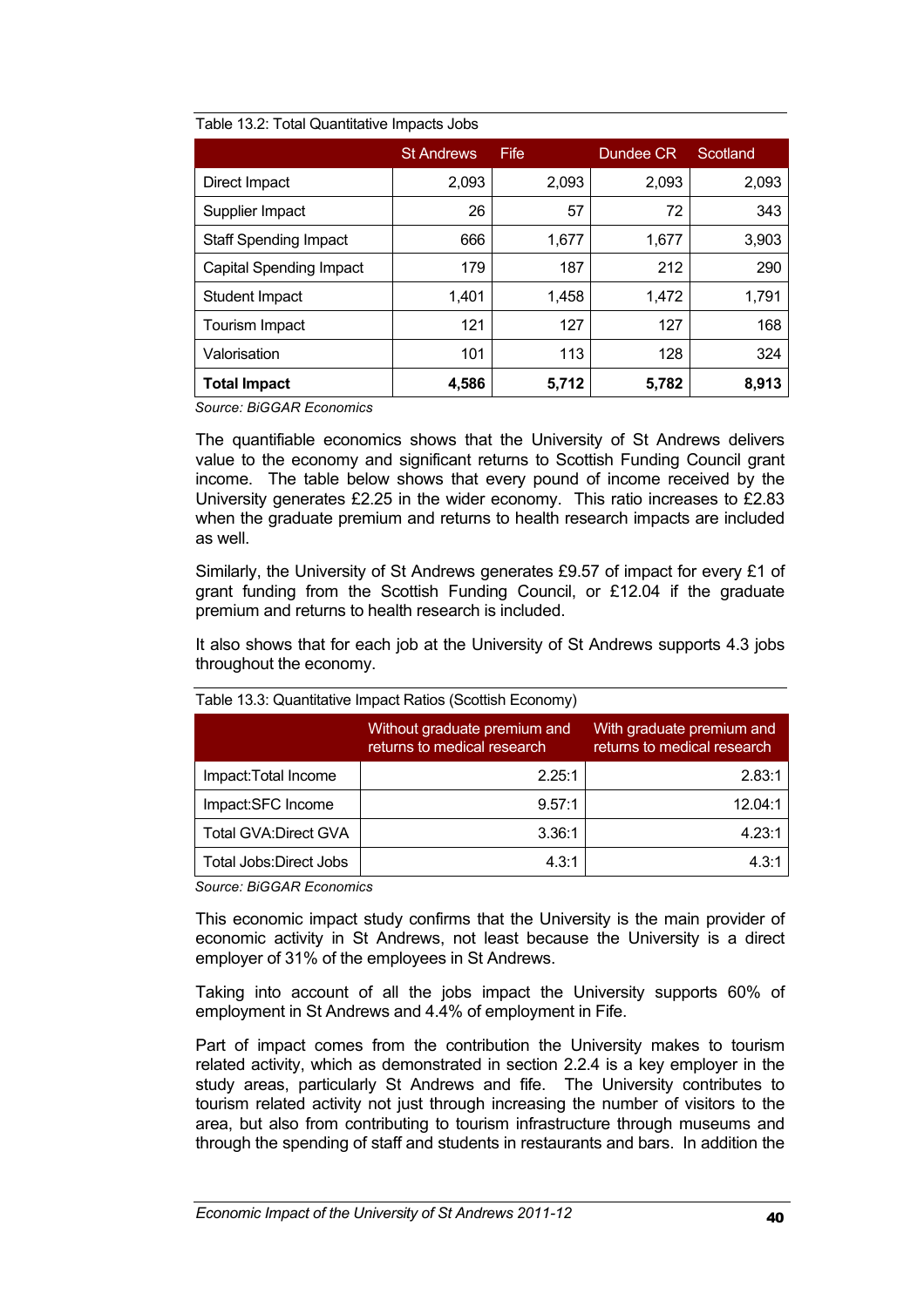Table 13.2: Total Quantitative Impacts Jobs

| | St Andrews | Fife | Dundee CR | Scotland |
|---|---|---|---|---|
| Direct Impact | 2,093 | 2,093 | 2,093 | 2,093 |
| Supplier Impact | 26 | 57 | 72 | 343 |
| Staff Spending Impact | 666 | 1,677 | 1,677 | 3,903 |
| Capital Spending Impact | 179 | 187 | 212 | 290 |
| Student Impact | 1,401 | 1,458 | 1,472 | 1,791 |
| Tourism Impact | 121 | 127 | 127 | 168 |
| Valorisation | 101 | 113 | 128 | 324 |
| **Total Impact** | **4,586** | **5,712** | **5,782** | **8,913** |

*Source: BiGGAR Economics*

The quantifiable economics shows that the University of St Andrews delivers value to the economy and significant returns to Scottish Funding Council grant income. The table below shows that every pound of income received by the University generates £2.25 in the wider economy. This ratio increases to £2.83 when the graduate premium and returns to health research impacts are included as well.

Similarly, the University of St Andrews generates £9.57 of impact for every £1 of grant funding from the Scottish Funding Council, or £12.04 if the graduate premium and returns to health research is included.

It also shows that for each job at the University of St Andrews supports 4.3 jobs throughout the economy.

Table 13.3: Quantitative Impact Ratios (Scottish Economy)

| | Without graduate premium and returns to medical research | With graduate premium and returns to medical research |
|---|---|---|
| Impact:Total Income | 2.25:1 | 2.83:1 |
| Impact:SFC Income | 9.57:1 | 12.04:1 |
| Total GVA:Direct GVA | 3.36:1 | 4.23:1 |
| Total Jobs:Direct Jobs | 4.3:1 | 4.3:1 |

*Source: BiGGAR Economics*

This economic impact study confirms that the University is the main provider of economic activity in St Andrews, not least because the University is a direct employer of 31% of the employees in St Andrews.

Taking into account of all the jobs impact the University supports 60% of employment in St Andrews and 4.4% of employment in Fife.

Part of impact comes from the contribution the University makes to tourism related activity, which as demonstrated in section 2.2.4 is a key employer in the study areas, particularly St Andrews and fife. The University contributes to tourism related activity not just through increasing the number of visitors to the area, but also from contributing to tourism infrastructure through museums and through the spending of staff and students in restaurants and bars. In addition the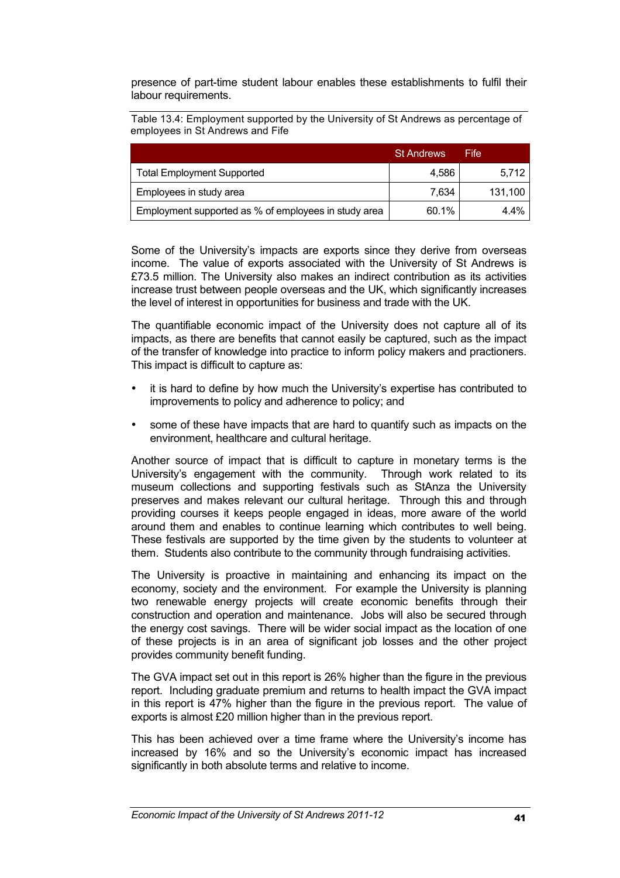presence of part-time student labour enables these establishments to fulfil their labour requirements.

Table 13.4: Employment supported by the University of St Andrews as percentage of employees in St Andrews and Fife

| | St Andrews | Fife |
|---|---|---|
| Total Employment Supported | 4,586 | 5,712 |
| Employees in study area | 7,634 | 131,100 |
| Employment supported as % of employees in study area | 60.1% | 4.4% |

Some of the University's impacts are exports since they derive from overseas income. The value of exports associated with the University of St Andrews is £73.5 million. The University also makes an indirect contribution as its activities increase trust between people overseas and the UK, which significantly increases the level of interest in opportunities for business and trade with the UK.

The quantifiable economic impact of the University does not capture all of its impacts, as there are benefits that cannot easily be captured, such as the impact of the transfer of knowledge into practice to inform policy makers and practioners. This impact is difficult to capture as:

- it is hard to define by how much the University's expertise has contributed to improvements to policy and adherence to policy; and
- some of these have impacts that are hard to quantify such as impacts on the environment, healthcare and cultural heritage.

Another source of impact that is difficult to capture in monetary terms is the University's engagement with the community. Through work related to its museum collections and supporting festivals such as StAnza the University preserves and makes relevant our cultural heritage. Through this and through providing courses it keeps people engaged in ideas, more aware of the world around them and enables to continue learning which contributes to well being. These festivals are supported by the time given by the students to volunteer at them. Students also contribute to the community through fundraising activities.

The University is proactive in maintaining and enhancing its impact on the economy, society and the environment. For example the University is planning two renewable energy projects will create economic benefits through their construction and operation and maintenance. Jobs will also be secured through the energy cost savings. There will be wider social impact as the location of one of these projects is in an area of significant job losses and the other project provides community benefit funding.

The GVA impact set out in this report is 26% higher than the figure in the previous report. Including graduate premium and returns to health impact the GVA impact in this report is 47% higher than the figure in the previous report. The value of exports is almost £20 million higher than in the previous report.

This has been achieved over a time frame where the University's income has increased by 16% and so the University's economic impact has increased significantly in both absolute terms and relative to income.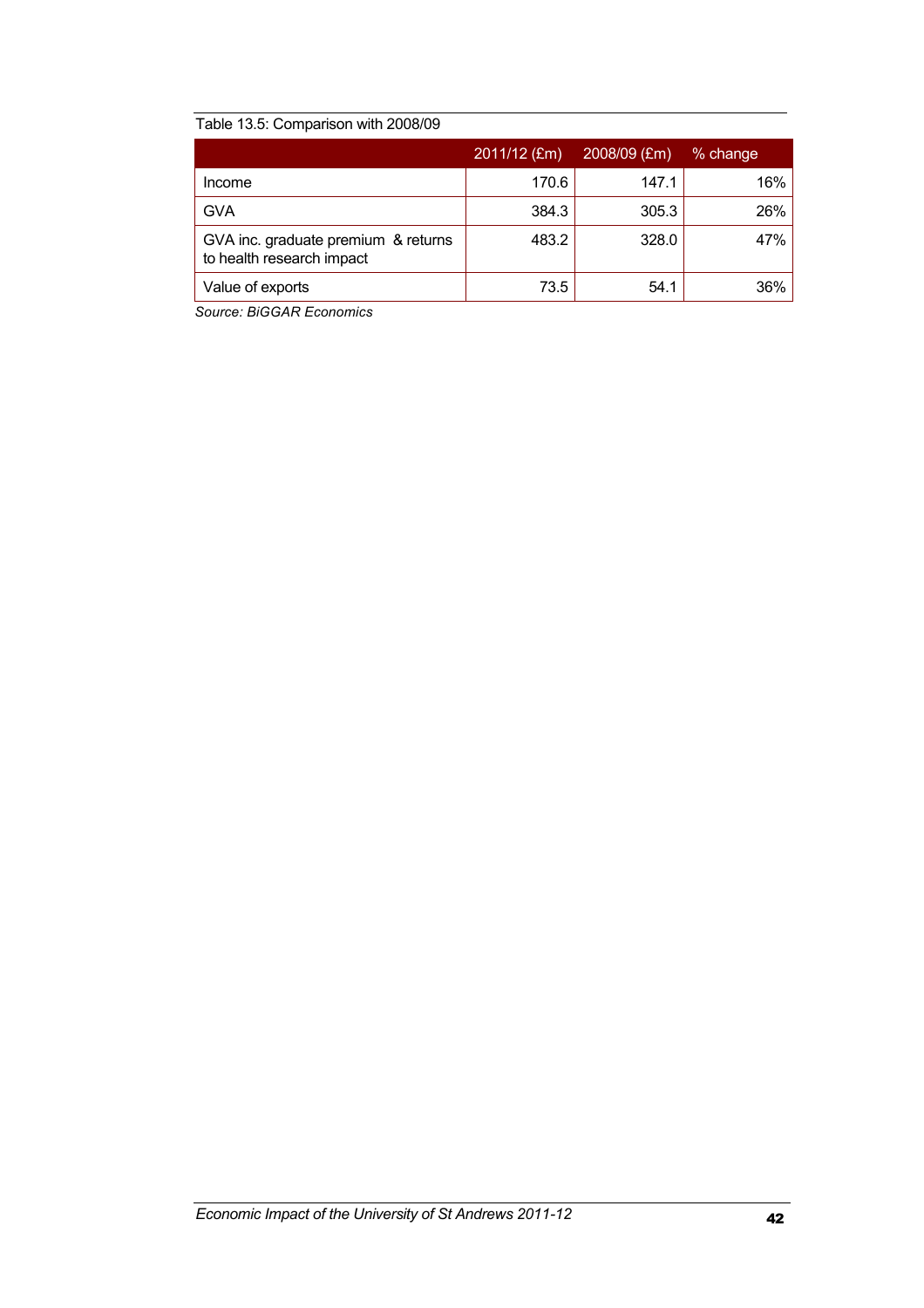Table 13.5: Comparison with 2008/09

| | 2011/12 (£m) | 2008/09 (£m) | % change |
|---|---|---|---|
| Income | 170.6 | 147.1 | 16% |
| GVA | 384.3 | 305.3 | 26% |
| GVA inc. graduate premium & returns to health research impact | 483.2 | 328.0 | 47% |
| Value of exports | 73.5 | 54.1 | 36% |

*Source: BiGGAR Economics*